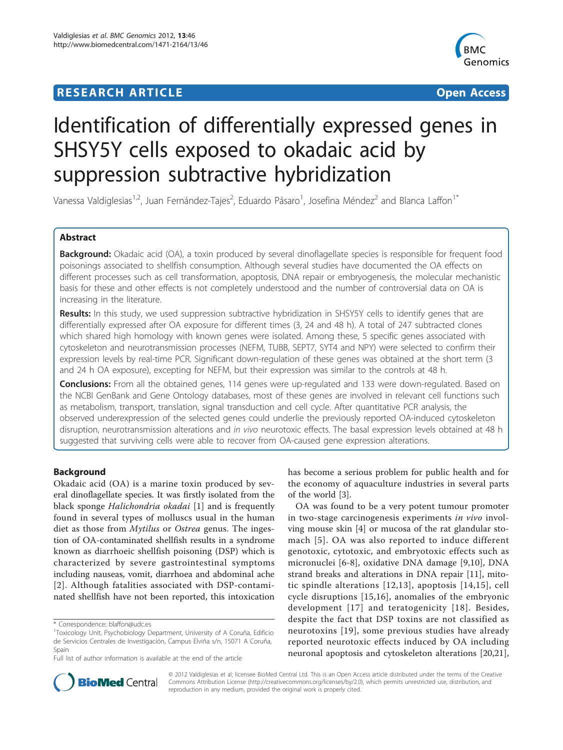## RESEARCH ARTICLE

**Open Access**

# Identification of differentially expressed genes in SHSY5Y cells exposed to okadaic acid by suppression subtractive hybridization

Vanessa Valdiglesias[1,2], Juan Fernández-Tajes[2], Eduardo Pásaro[1], Josefina Méndez[2] and Blanca Laffon[1*]

## Abstract

**Background:** Okadaic acid (OA), a toxin produced by several dinoflagellate species is responsible for frequent food poisonings associated to shellfish consumption. Although several studies have documented the OA effects on different processes such as cell transformation, apoptosis, DNA repair or embryogenesis, the molecular mechanistic basis for these and other effects is not completely understood and the number of controversial data on OA is increasing in the literature.

**Results:** In this study, we used suppression subtractive hybridization in SHSY5Y cells to identify genes that are differentially expressed after OA exposure for different times (3, 24 and 48 h). A total of 247 subtracted clones which shared high homology with known genes were isolated. Among these, 5 specific genes associated with cytoskeleton and neurotransmission processes (NEFM, TUBB, SEPT7, SYT4 and NPY) were selected to confirm their expression levels by real-time PCR. Significant down-regulation of these genes was obtained at the short term (3 and 24 h OA exposure), excepting for NEFM, but their expression was similar to the controls at 48 h.

**Conclusions:** From all the obtained genes, 114 genes were up-regulated and 133 were down-regulated. Based on the NCBI GenBank and Gene Ontology databases, most of these genes are involved in relevant cell functions such as metabolism, transport, translation, signal transduction and cell cycle. After quantitative PCR analysis, the observed underexpression of the selected genes could underlie the previously reported OA-induced cytoskeleton disruption, neurotransmission alterations and *in vivo* neurotoxic effects. The basal expression levels obtained at 48 h suggested that surviving cells were able to recover from OA-caused gene expression alterations.

## Background

Okadaic acid (OA) is a marine toxin produced by several dinoflagellate species. It was firstly isolated from the black sponge *Halichondria okadai* [1] and is frequently found in several types of molluscs usual in the human diet as those from *Mytilus* or *Ostrea* genus. The ingestion of OA-contaminated shellfish results in a syndrome known as diarrhoeic shellfish poisoning (DSP) which is characterized by severe gastrointestinal symptoms including nauseas, vomit, diarrhoea and abdominal ache [2]. Although fatalities associated with DSP-contaminated shellfish have not been reported, this intoxication has become a serious problem for public health and for the economy of aquaculture industries in several parts of the world [3].

OA was found to be a very potent tumour promoter in two-stage carcinogenesis experiments *in vivo* involving mouse skin [4] or mucosa of the rat glandular stomach [5]. OA was also reported to induce different genotoxic, cytotoxic, and embryotoxic effects such as micronuclei [6-8], oxidative DNA damage [9,10], DNA strand breaks and alterations in DNA repair [11], mitotic spindle alterations [12,13], apoptosis [14,15], cell cycle disruptions [15,16], anomalies of the embryonic development [17] and teratogenicity [18]. Besides, despite the fact that DSP toxins are not classified as neurotoxins [19], some previous studies have already reported neurotoxic effects induced by OA including neuronal apoptosis and cytoskeleton alterations [20,21],

* Correspondence: blaffon@udc.es
[1]Toxicology Unit, Psychobiology Department, University of A Coruña, Edificio de Servicios Centrales de Investigación, Campus Elviña s/n, 15071 A Coruña, Spain
Full list of author information is available at the end of the article

© 2012 Valdiglesias et al; licensee BioMed Central Ltd. This is an Open Access article distributed under the terms of the Creative Commons Attribution License (http://creativecommons.org/licenses/by/2.0), which permits unrestricted use, distribution, and reproduction in any medium, provided the original work is properly cited.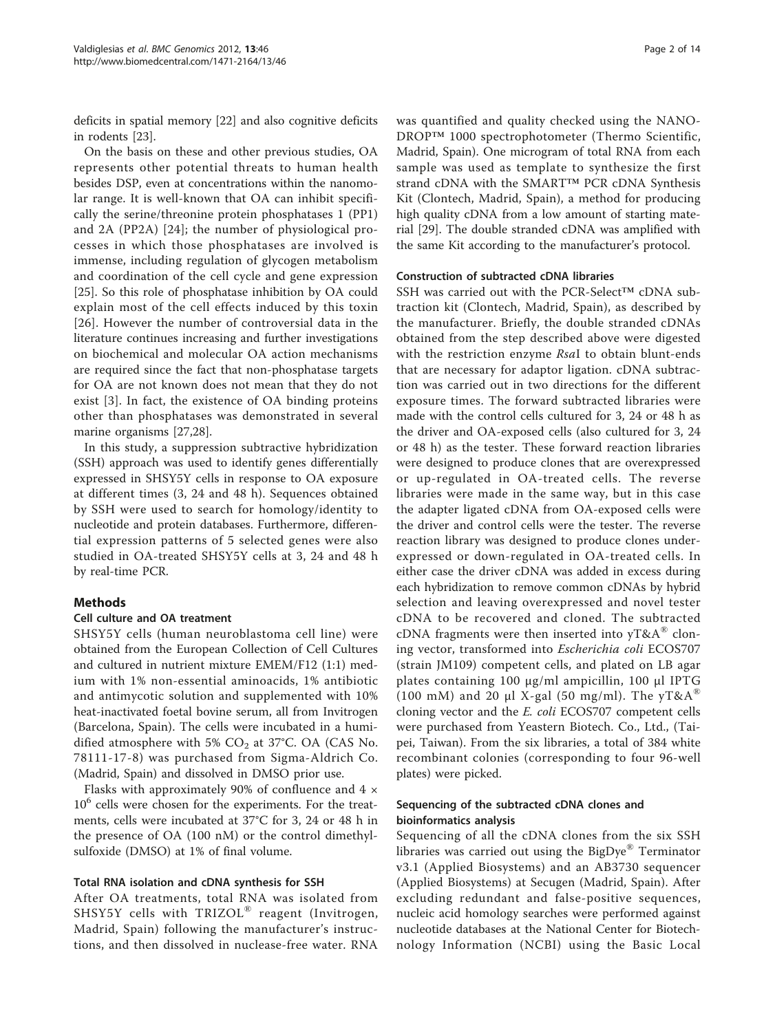deficits in spatial memory [22] and also cognitive deficits in rodents [23].

On the basis on these and other previous studies, OA represents other potential threats to human health besides DSP, even at concentrations within the nanomolar range. It is well-known that OA can inhibit specifically the serine/threonine protein phosphatases 1 (PP1) and 2A (PP2A) [24]; the number of physiological processes in which those phosphatases are involved is immense, including regulation of glycogen metabolism and coordination of the cell cycle and gene expression [25]. So this role of phosphatase inhibition by OA could explain most of the cell effects induced by this toxin [26]. However the number of controversial data in the literature continues increasing and further investigations on biochemical and molecular OA action mechanisms are required since the fact that non-phosphatase targets for OA are not known does not mean that they do not exist [3]. In fact, the existence of OA binding proteins other than phosphatases was demonstrated in several marine organisms [27,28].

In this study, a suppression subtractive hybridization (SSH) approach was used to identify genes differentially expressed in SHSY5Y cells in response to OA exposure at different times (3, 24 and 48 h). Sequences obtained by SSH were used to search for homology/identity to nucleotide and protein databases. Furthermore, differential expression patterns of 5 selected genes were also studied in OA-treated SHSY5Y cells at 3, 24 and 48 h by real-time PCR.

## Methods

### Cell culture and OA treatment

SHSY5Y cells (human neuroblastoma cell line) were obtained from the European Collection of Cell Cultures and cultured in nutrient mixture EMEM/F12 (1:1) medium with 1% non-essential aminoacids, 1% antibiotic and antimycotic solution and supplemented with 10% heat-inactivated foetal bovine serum, all from Invitrogen (Barcelona, Spain). The cells were incubated in a humidified atmosphere with 5% $CO_2$ at 37°C. OA (CAS No. 78111-17-8) was purchased from Sigma-Aldrich Co. (Madrid, Spain) and dissolved in DMSO prior use.

Flasks with approximately 90% of confluence and $4 \times 10^6$ cells were chosen for the experiments. For the treatments, cells were incubated at 37°C for 3, 24 or 48 h in the presence of OA (100 nM) or the control dimethylsulfoxide (DMSO) at 1% of final volume.

### Total RNA isolation and cDNA synthesis for SSH

After OA treatments, total RNA was isolated from SHSY5Y cells with TRIZOL® reagent (Invitrogen, Madrid, Spain) following the manufacturer's instructions, and then dissolved in nuclease-free water. RNA was quantified and quality checked using the NANODROP™ 1000 spectrophotometer (Thermo Scientific, Madrid, Spain). One microgram of total RNA from each sample was used as template to synthesize the first strand cDNA with the SMART™ PCR cDNA Synthesis Kit (Clontech, Madrid, Spain), a method for producing high quality cDNA from a low amount of starting material [29]. The double stranded cDNA was amplified with the same Kit according to the manufacturer's protocol.

### Construction of subtracted cDNA libraries

SSH was carried out with the PCR-Select™ cDNA subtraction kit (Clontech, Madrid, Spain), as described by the manufacturer. Briefly, the double stranded cDNAs obtained from the step described above were digested with the restriction enzyme *Rsa*I to obtain blunt-ends that are necessary for adaptor ligation. cDNA subtraction was carried out in two directions for the different exposure times. The forward subtracted libraries were made with the control cells cultured for 3, 24 or 48 h as the driver and OA-exposed cells (also cultured for 3, 24 or 48 h) as the tester. These forward reaction libraries were designed to produce clones that are overexpressed or up-regulated in OA-treated cells. The reverse libraries were made in the same way, but in this case the adapter ligated cDNA from OA-exposed cells were the driver and control cells were the tester. The reverse reaction library was designed to produce clones underexpressed or down-regulated in OA-treated cells. In either case the driver cDNA was added in excess during each hybridization to remove common cDNAs by hybrid selection and leaving overexpressed and novel tester cDNA to be recovered and cloned. The subtracted cDNA fragments were then inserted into yT&A® cloning vector, transformed into *Escherichia coli* ECOS707 (strain JM109) competent cells, and plated on LB agar plates containing 100 μg/ml ampicillin, 100 μl IPTG (100 mM) and 20 μl X-gal (50 mg/ml). The yT&A® cloning vector and the *E. coli* ECOS707 competent cells were purchased from Yeastern Biotech. Co., Ltd., (Taipei, Taiwan). From the six libraries, a total of 384 white recombinant colonies (corresponding to four 96-well plates) were picked.

### Sequencing of the subtracted cDNA clones and bioinformatics analysis

Sequencing of all the cDNA clones from the six SSH libraries was carried out using the BigDye® Terminator v3.1 (Applied Biosystems) and an AB3730 sequencer (Applied Biosystems) at Secugen (Madrid, Spain). After excluding redundant and false-positive sequences, nucleic acid homology searches were performed against nucleotide databases at the National Center for Biotechnology Information (NCBI) using the Basic Local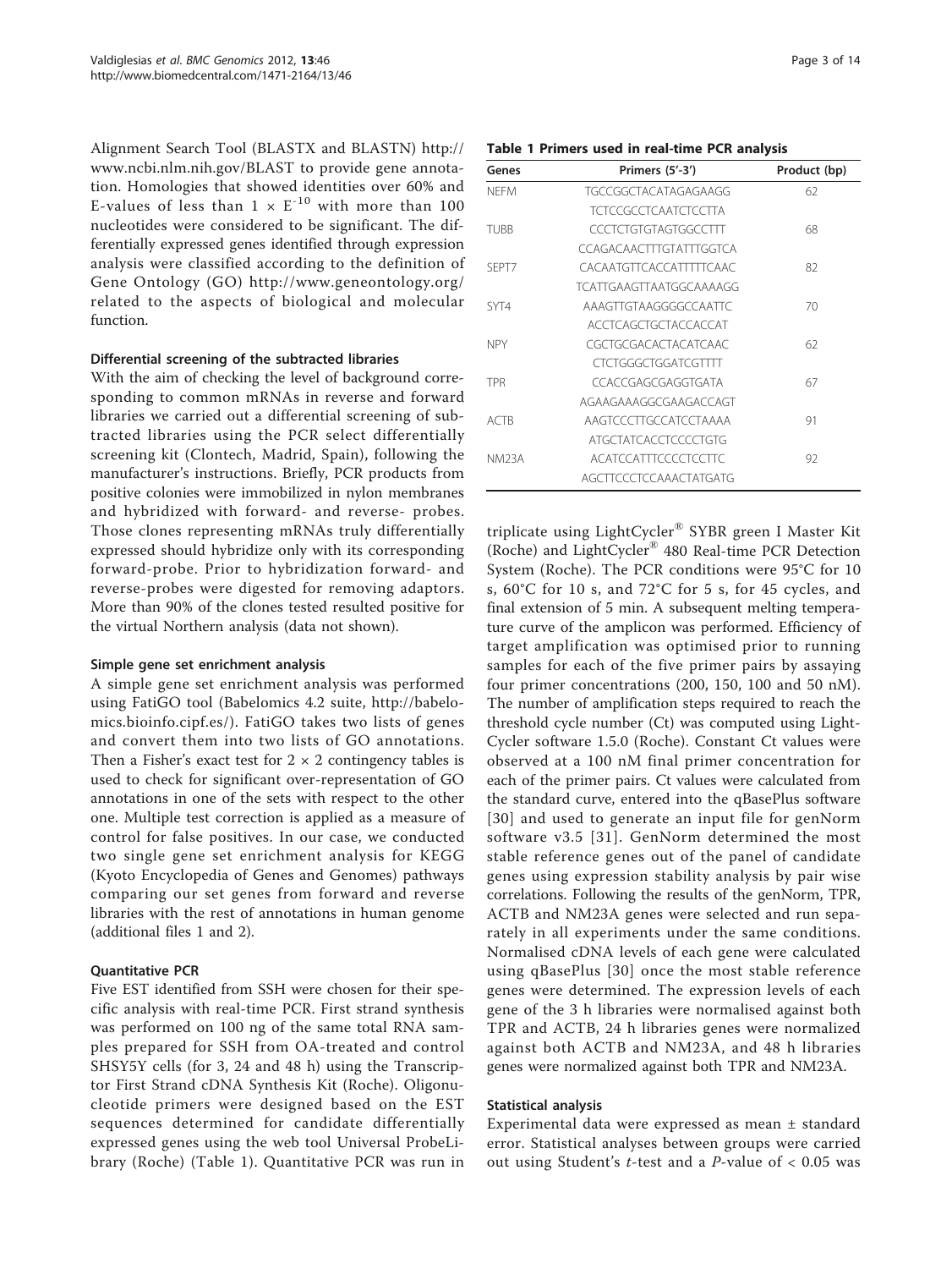Alignment Search Tool (BLASTX and BLASTN) http://www.ncbi.nlm.nih.gov/BLAST to provide gene annotation. Homologies that showed identities over 60% and E-values of less than $1 \times E^{-10}$ with more than 100 nucleotides were considered to be significant. The differentially expressed genes identified through expression analysis were classified according to the definition of Gene Ontology (GO) http://www.geneontology.org/ related to the aspects of biological and molecular function.

#### Differential screening of the subtracted libraries

With the aim of checking the level of background corresponding to common mRNAs in reverse and forward libraries we carried out a differential screening of subtracted libraries using the PCR select differentially screening kit (Clontech, Madrid, Spain), following the manufacturer's instructions. Briefly, PCR products from positive colonies were immobilized in nylon membranes and hybridized with forward- and reverse- probes. Those clones representing mRNAs truly differentially expressed should hybridize only with its corresponding forward-probe. Prior to hybridization forward- and reverse-probes were digested for removing adaptors. More than 90% of the clones tested resulted positive for the virtual Northern analysis (data not shown).

#### Simple gene set enrichment analysis

A simple gene set enrichment analysis was performed using FatiGO tool (Babelomics 4.2 suite, http://babelomics.bioinfo.cipf.es/). FatiGO takes two lists of genes and convert them into two lists of GO annotations. Then a Fisher's exact test for $2 \times 2$ contingency tables is used to check for significant over-representation of GO annotations in one of the sets with respect to the other one. Multiple test correction is applied as a measure of control for false positives. In our case, we conducted two single gene set enrichment analysis for KEGG (Kyoto Encyclopedia of Genes and Genomes) pathways comparing our set genes from forward and reverse libraries with the rest of annotations in human genome (additional files 1 and 2).

#### Quantitative PCR

Five EST identified from SSH were chosen for their specific analysis with real-time PCR. First strand synthesis was performed on 100 ng of the same total RNA samples prepared for SSH from OA-treated and control SHSY5Y cells (for 3, 24 and 48 h) using the Transcriptor First Strand cDNA Synthesis Kit (Roche). Oligonucleotide primers were designed based on the EST sequences determined for candidate differentially expressed genes using the web tool Universal ProbeLibrary (Roche) (Table 1). Quantitative PCR was run in triplicate using LightCycler® SYBR green I Master Kit (Roche) and LightCycler® 480 Real-time PCR Detection System (Roche). The PCR conditions were 95°C for 10 s, 60°C for 10 s, and 72°C for 5 s, for 45 cycles, and final extension of 5 min. A subsequent melting temperature curve of the amplicon was performed. Efficiency of target amplification was optimised prior to running samples for each of the five primer pairs by assaying four primer concentrations (200, 150, 100 and 50 nM). The number of amplification steps required to reach the threshold cycle number (Ct) was computed using LightCycler software 1.5.0 (Roche). Constant Ct values were observed at a 100 nM final primer concentration for each of the primer pairs. Ct values were calculated from the standard curve, entered into the qBasePlus software [30] and used to generate an input file for genNorm software v3.5 [31]. GenNorm determined the most stable reference genes out of the panel of candidate genes using expression stability analysis by pair wise correlations. Following the results of the genNorm, TPR, ACTB and NM23A genes were selected and run separately in all experiments under the same conditions. Normalised cDNA levels of each gene were calculated using qBasePlus [30] once the most stable reference genes were determined. The expression levels of each gene of the 3 h libraries were normalised against both TPR and ACTB, 24 h libraries genes were normalized against both ACTB and NM23A, and 48 h libraries genes were normalized against both TPR and NM23A.

**Table 1 Primers used in real-time PCR analysis**

| Genes | Primers (5'-3') | Product (bp) |
|---|---|---|
| NEFM | TGCCGGCTACATAGAGAAGG | 62 |
| | TCTCCGCCTCAATCTCCTTA | |
| TUBB | CCCTCTGTGTAGTGGCCTTT | 68 |
| | CCAGACAACTTTGTATTTGGTCA | |
| SEPT7 | CACAATGTTCACCATTTTTCAAC | 82 |
| | TCATTGAAGTTAATGGCAAAAGG | |
| SYT4 | AAAGTTGTAAGGGGCCAATTC | 70 |
| | ACCTCAGCTGCTACCACCAT | |
| NPY | CGCTGCGACACTACATCAAC | 62 |
| | CTCTGGGCTGGATCGTTTT | |
| TPR | CCACCGAGCGAGGTGATA | 67 |
| | AGAAGAAAGGCGAAGACCAGT | |
| ACTB | AAGTCCCTTGCCATCCTAAAA | 91 |
| | ATGCTATCACCTCCCCTGTG | |
| NM23A | ACATCCATTTCCCCTCCTTC | 92 |
| | AGCTTCCCTCCAAACTATGATG | |

#### Statistical analysis

Experimental data were expressed as mean ± standard error. Statistical analyses between groups were carried out using Student's *t*-test and a *P*-value of < 0.05 was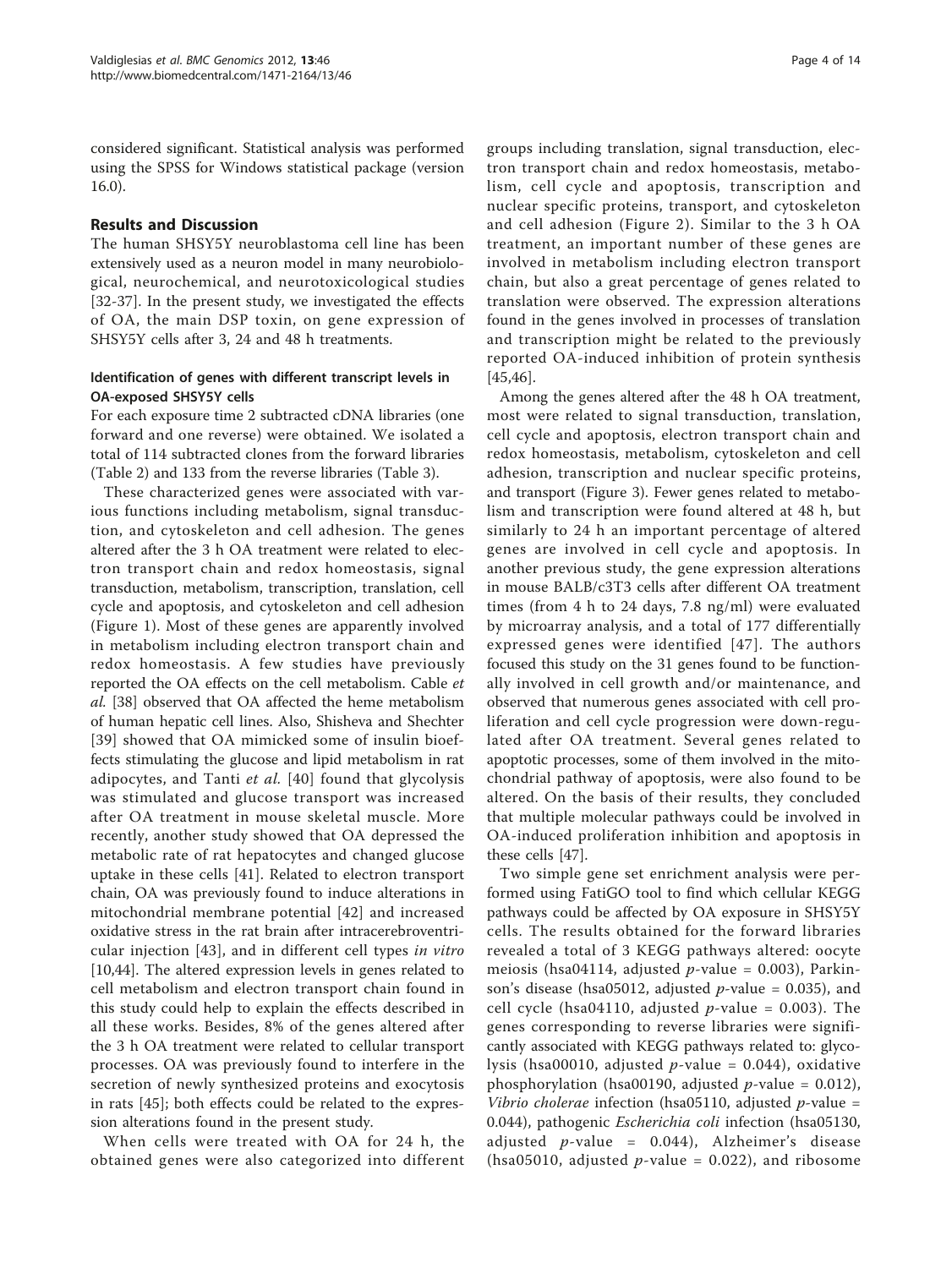considered significant. Statistical analysis was performed using the SPSS for Windows statistical package (version 16.0).

## Results and Discussion

The human SHSY5Y neuroblastoma cell line has been extensively used as a neuron model in many neurobiological, neurochemical, and neurotoxicological studies [32-37]. In the present study, we investigated the effects of OA, the main DSP toxin, on gene expression of SHSY5Y cells after 3, 24 and 48 h treatments.

### Identification of genes with different transcript levels in OA-exposed SHSY5Y cells

For each exposure time 2 subtracted cDNA libraries (one forward and one reverse) were obtained. We isolated a total of 114 subtracted clones from the forward libraries (Table 2) and 133 from the reverse libraries (Table 3).

These characterized genes were associated with various functions including metabolism, signal transduction, and cytoskeleton and cell adhesion. The genes altered after the 3 h OA treatment were related to electron transport chain and redox homeostasis, signal transduction, metabolism, transcription, translation, cell cycle and apoptosis, and cytoskeleton and cell adhesion (Figure 1). Most of these genes are apparently involved in metabolism including electron transport chain and redox homeostasis. A few studies have previously reported the OA effects on the cell metabolism. Cable *et al.* [38] observed that OA affected the heme metabolism of human hepatic cell lines. Also, Shisheva and Shechter [39] showed that OA mimicked some of insulin bioeffects stimulating the glucose and lipid metabolism in rat adipocytes, and Tanti *et al.* [40] found that glycolysis was stimulated and glucose transport was increased after OA treatment in mouse skeletal muscle. More recently, another study showed that OA depressed the metabolic rate of rat hepatocytes and changed glucose uptake in these cells [41]. Related to electron transport chain, OA was previously found to induce alterations in mitochondrial membrane potential [42] and increased oxidative stress in the rat brain after intracerebroventricular injection [43], and in different cell types *in vitro* [10,44]. The altered expression levels in genes related to cell metabolism and electron transport chain found in this study could help to explain the effects described in all these works. Besides, 8% of the genes altered after the 3 h OA treatment were related to cellular transport processes. OA was previously found to interfere in the secretion of newly synthesized proteins and exocytosis in rats [45]; both effects could be related to the expression alterations found in the present study.

When cells were treated with OA for 24 h, the obtained genes were also categorized into different groups including translation, signal transduction, electron transport chain and redox homeostasis, metabolism, cell cycle and apoptosis, transcription and nuclear specific proteins, transport, and cytoskeleton and cell adhesion (Figure 2). Similar to the 3 h OA treatment, an important number of these genes are involved in metabolism including electron transport chain, but also a great percentage of genes related to translation were observed. The expression alterations found in the genes involved in processes of translation and transcription might be related to the previously reported OA-induced inhibition of protein synthesis [45,46].

Among the genes altered after the 48 h OA treatment, most were related to signal transduction, translation, cell cycle and apoptosis, electron transport chain and redox homeostasis, metabolism, cytoskeleton and cell adhesion, transcription and nuclear specific proteins, and transport (Figure 3). Fewer genes related to metabolism and transcription were found altered at 48 h, but similarly to 24 h an important percentage of altered genes are involved in cell cycle and apoptosis. In another previous study, the gene expression alterations in mouse BALB/c3T3 cells after different OA treatment times (from 4 h to 24 days, 7.8 ng/ml) were evaluated by microarray analysis, and a total of 177 differentially expressed genes were identified [47]. The authors focused this study on the 31 genes found to be functionally involved in cell growth and/or maintenance, and observed that numerous genes associated with cell proliferation and cell cycle progression were down-regulated after OA treatment. Several genes related to apoptotic processes, some of them involved in the mitochondrial pathway of apoptosis, were also found to be altered. On the basis of their results, they concluded that multiple molecular pathways could be involved in OA-induced proliferation inhibition and apoptosis in these cells [47].

Two simple gene set enrichment analysis were performed using FatiGO tool to find which cellular KEGG pathways could be affected by OA exposure in SHSY5Y cells. The results obtained for the forward libraries revealed a total of 3 KEGG pathways altered: oocyte meiosis (hsa04114, adjusted $p$-value = 0.003), Parkinson's disease (hsa05012, adjusted $p$-value = 0.035), and cell cycle (hsa04110, adjusted $p$-value = 0.003). The genes corresponding to reverse libraries were significantly associated with KEGG pathways related to: glycolysis (hsa00010, adjusted $p$-value = 0.044), oxidative phosphorylation (hsa00190, adjusted $p$-value = 0.012), *Vibrio cholerae* infection (hsa05110, adjusted $p$-value = 0.044), pathogenic *Escherichia coli* infection (hsa05130, adjusted $p$-value = 0.044), Alzheimer's disease (hsa05010, adjusted $p$-value = 0.022), and ribosome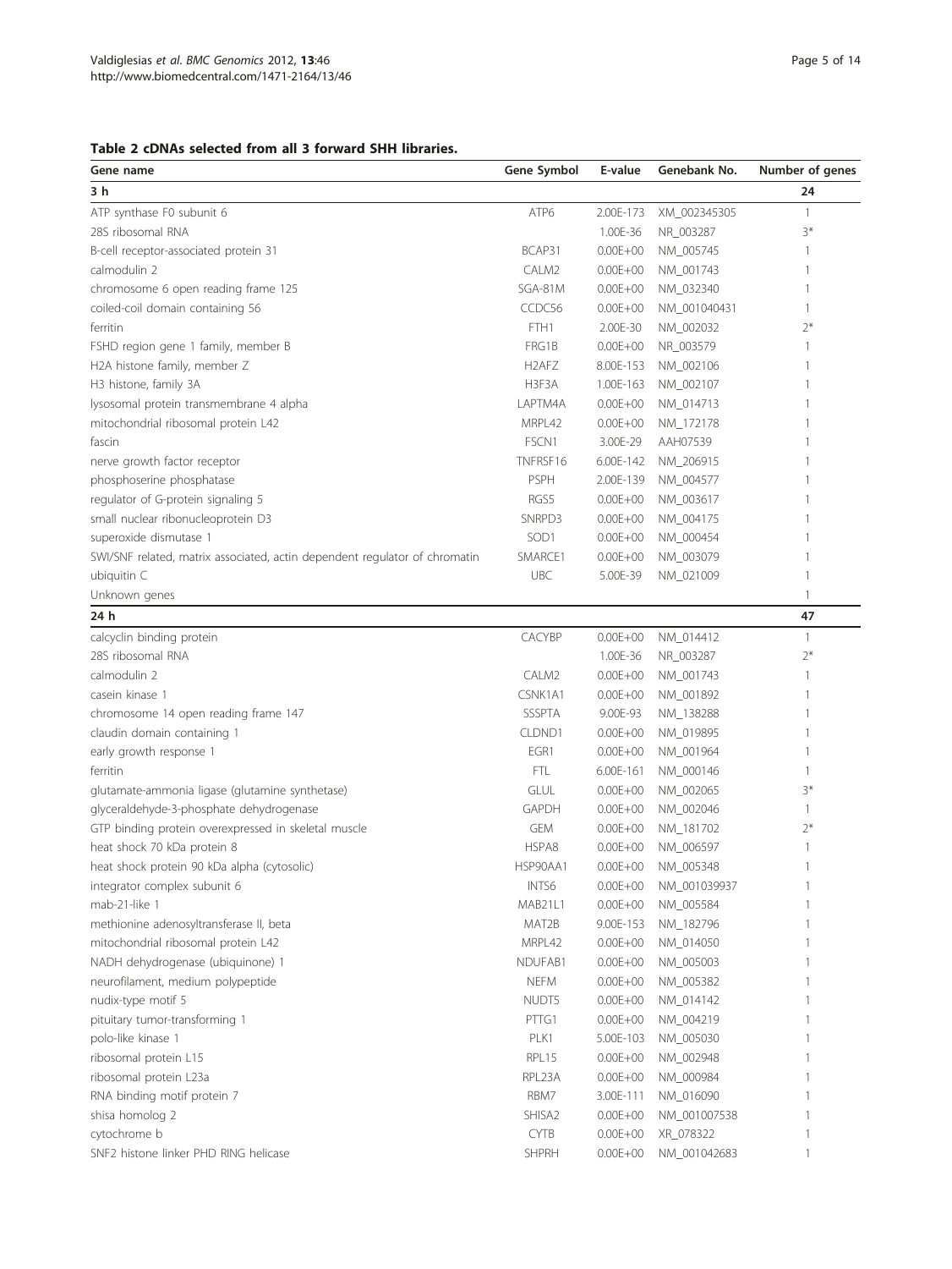**Table 2 cDNAs selected from all 3 forward SHH libraries.**

| Gene name | Gene Symbol | E-value | Genebank No. | Number of genes |
|---|---|---|---|---|
| **3 h** | | | | **24** |
| ATP synthase F0 subunit 6 | ATP6 | 2.00E-173 | XM_002345305 | 1 |
| 28S ribosomal RNA | | 1.00E-36 | NR_003287 | 3* |
| B-cell receptor-associated protein 31 | BCAP31 | 0.00E+00 | NM_005745 | 1 |
| calmodulin 2 | CALM2 | 0.00E+00 | NM_001743 | 1 |
| chromosome 6 open reading frame 125 | SGA-81M | 0.00E+00 | NM_032340 | 1 |
| coiled-coil domain containing 56 | CCDC56 | 0.00E+00 | NM_001040431 | 1 |
| ferritin | FTH1 | 2.00E-30 | NM_002032 | 2* |
| FSHD region gene 1 family, member B | FRG1B | 0.00E+00 | NR_003579 | 1 |
| H2A histone family, member Z | H2AFZ | 8.00E-153 | NM_002106 | 1 |
| H3 histone, family 3A | H3F3A | 1.00E-163 | NM_002107 | 1 |
| lysosomal protein transmembrane 4 alpha | LAPTM4A | 0.00E+00 | NM_014713 | 1 |
| mitochondrial ribosomal protein L42 | MRPL42 | 0.00E+00 | NM_172178 | 1 |
| fascin | FSCN1 | 3.00E-29 | AAH07539 | 1 |
| nerve growth factor receptor | TNFRSF16 | 6.00E-142 | NM_206915 | 1 |
| phosphoserine phosphatase | PSPH | 2.00E-139 | NM_004577 | 1 |
| regulator of G-protein signaling 5 | RGS5 | 0.00E+00 | NM_003617 | 1 |
| small nuclear ribonucleoprotein D3 | SNRPD3 | 0.00E+00 | NM_004175 | 1 |
| superoxide dismutase 1 | SOD1 | 0.00E+00 | NM_000454 | 1 |
| SWI/SNF related, matrix associated, actin dependent regulator of chromatin | SMARCE1 | 0.00E+00 | NM_003079 | 1 |
| ubiquitin C | UBC | 5.00E-39 | NM_021009 | 1 |
| Unknown genes | | | | 1 |
| **24 h** | | | | **47** |
| calcyclin binding protein | CACYBP | 0.00E+00 | NM_014412 | 1 |
| 28S ribosomal RNA | | 1.00E-36 | NR_003287 | 2* |
| calmodulin 2 | CALM2 | 0.00E+00 | NM_001743 | 1 |
| casein kinase 1 | CSNK1A1 | 0.00E+00 | NM_001892 | 1 |
| chromosome 14 open reading frame 147 | SSSPTA | 9.00E-93 | NM_138288 | 1 |
| claudin domain containing 1 | CLDND1 | 0.00E+00 | NM_019895 | 1 |
| early growth response 1 | EGR1 | 0.00E+00 | NM_001964 | 1 |
| ferritin | FTL | 6.00E-161 | NM_000146 | 1 |
| glutamate-ammonia ligase (glutamine synthetase) | GLUL | 0.00E+00 | NM_002065 | 3* |
| glyceraldehyde-3-phosphate dehydrogenase | GAPDH | 0.00E+00 | NM_002046 | 1 |
| GTP binding protein overexpressed in skeletal muscle | GEM | 0.00E+00 | NM_181702 | 2* |
| heat shock 70 kDa protein 8 | HSPA8 | 0.00E+00 | NM_006597 | 1 |
| heat shock protein 90 kDa alpha (cytosolic) | HSP90AA1 | 0.00E+00 | NM_005348 | 1 |
| integrator complex subunit 6 | INTS6 | 0.00E+00 | NM_001039937 | 1 |
| mab-21-like 1 | MAB21L1 | 0.00E+00 | NM_005584 | 1 |
| methionine adenosyltransferase II, beta | MAT2B | 9.00E-153 | NM_182796 | 1 |
| mitochondrial ribosomal protein L42 | MRPL42 | 0.00E+00 | NM_014050 | 1 |
| NADH dehydrogenase (ubiquinone) 1 | NDUFAB1 | 0.00E+00 | NM_005003 | 1 |
| neurofilament, medium polypeptide | NEFM | 0.00E+00 | NM_005382 | 1 |
| nudix-type motif 5 | NUDT5 | 0.00E+00 | NM_014142 | 1 |
| pituitary tumor-transforming 1 | PTTG1 | 0.00E+00 | NM_004219 | 1 |
| polo-like kinase 1 | PLK1 | 5.00E-103 | NM_005030 | 1 |
| ribosomal protein L15 | RPL15 | 0.00E+00 | NM_002948 | 1 |
| ribosomal protein L23a | RPL23A | 0.00E+00 | NM_000984 | 1 |
| RNA binding motif protein 7 | RBM7 | 3.00E-111 | NM_016090 | 1 |
| shisa homolog 2 | SHISA2 | 0.00E+00 | NM_001007538 | 1 |
| cytochrome b | CYTB | 0.00E+00 | XR_078322 | 1 |
| SNF2 histone linker PHD RING helicase | SHPRH | 0.00E+00 | NM_001042683 | 1 |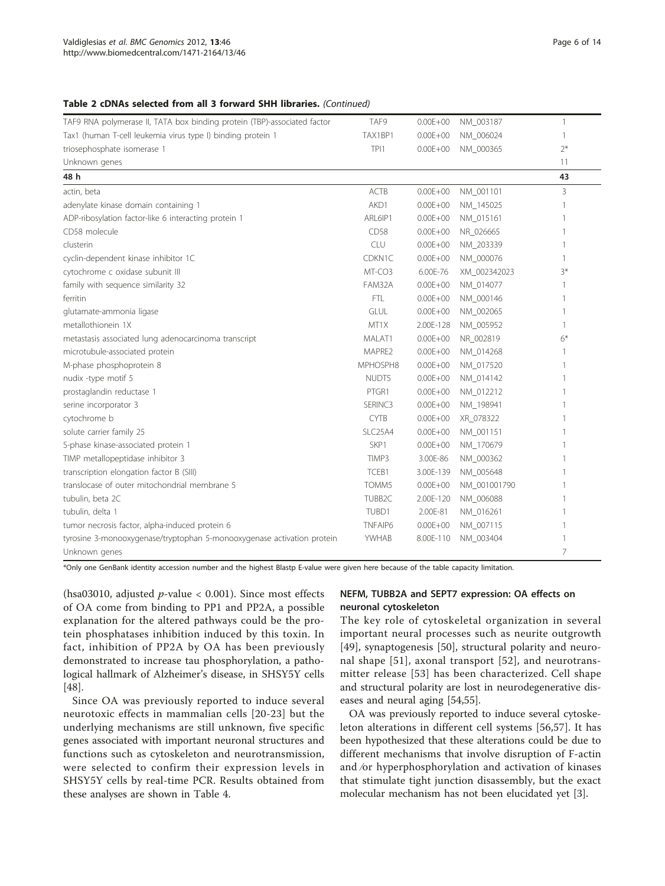**Table 2 cDNAs selected from all 3 forward SHH libraries.** *(Continued)*

| | | | | |
|---|---|---|---|---|
| TAF9 RNA polymerase II, TATA box binding protein (TBP)-associated factor | TAF9 | 0.00E+00 | NM_003187 | 1 |
| Tax1 (human T-cell leukemia virus type I) binding protein 1 | TAX1BP1 | 0.00E+00 | NM_006024 | 1 |
| triosephosphate isomerase 1 | TPI1 | 0.00E+00 | NM_000365 | 2* |
| Unknown genes | | | | 11 |
| **48 h** | | | | **43** |
| actin, beta | ACTB | 0.00E+00 | NM_001101 | 3 |
| adenylate kinase domain containing 1 | AKD1 | 0.00E+00 | NM_145025 | 1 |
| ADP-ribosylation factor-like 6 interacting protein 1 | ARL6IP1 | 0.00E+00 | NM_015161 | 1 |
| CD58 molecule | CD58 | 0.00E+00 | NR_026665 | 1 |
| clusterin | CLU | 0.00E+00 | NM_203339 | 1 |
| cyclin-dependent kinase inhibitor 1C | CDKN1C | 0.00E+00 | NM_000076 | 1 |
| cytochrome c oxidase subunit III | MT-CO3 | 6.00E-76 | XM_002342023 | 3* |
| family with sequence similarity 32 | FAM32A | 0.00E+00 | NM_014077 | 1 |
| ferritin | FTL | 0.00E+00 | NM_000146 | 1 |
| glutamate-ammonia ligase | GLUL | 0.00E+00 | NM_002065 | 1 |
| metallothionein 1X | MT1X | 2.00E-128 | NM_005952 | 1 |
| metastasis associated lung adenocarcinoma transcript | MALAT1 | 0.00E+00 | NR_002819 | 6* |
| microtubule-associated protein | MAPRE2 | 0.00E+00 | NM_014268 | 1 |
| M-phase phosphoprotein 8 | MPHOSPH8 | 0.00E+00 | NM_017520 | 1 |
| nudix -type motif 5 | NUDT5 | 0.00E+00 | NM_014142 | 1 |
| prostaglandin reductase 1 | PTGR1 | 0.00E+00 | NM_012212 | 1 |
| serine incorporator 3 | SERINC3 | 0.00E+00 | NM_198941 | 1 |
| cytochrome b | CYTB | 0.00E+00 | XR_078322 | 1 |
| solute carrier family 25 | SLC25A4 | 0.00E+00 | NM_001151 | 1 |
| S-phase kinase-associated protein 1 | SKP1 | 0.00E+00 | NM_170679 | 1 |
| TIMP metallopeptidase inhibitor 3 | TIMP3 | 3.00E-86 | NM_000362 | 1 |
| transcription elongation factor B (SIII) | TCEB1 | 3.00E-139 | NM_005648 | 1 |
| translocase of outer mitochondrial membrane 5 | TOMM5 | 0.00E+00 | NM_001001790 | 1 |
| tubulin, beta 2C | TUBB2C | 2.00E-120 | NM_006088 | 1 |
| tubulin, delta 1 | TUBD1 | 2.00E-81 | NM_016261 | 1 |
| tumor necrosis factor, alpha-induced protein 6 | TNFAIP6 | 0.00E+00 | NM_007115 | 1 |
| tyrosine 3-monooxygenase/tryptophan 5-monooxygenase activation protein | YWHAB | 8.00E-110 | NM_003404 | 1 |
| Unknown genes | | | | 7 |

*Only one GenBank identity accession number and the highest Blastp E-value were given here because of the table capacity limitation.

(hsa03010, adjusted $p$-value < 0.001). Since most effects of OA come from binding to PP1 and PP2A, a possible explanation for the altered pathways could be the protein phosphatases inhibition induced by this toxin. In fact, inhibition of PP2A by OA has been previously demonstrated to increase tau phosphorylation, a pathological hallmark of Alzheimer's disease, in SHSY5Y cells [48].

Since OA was previously reported to induce several neurotoxic effects in mammalian cells [20-23] but the underlying mechanisms are still unknown, five specific genes associated with important neuronal structures and functions such as cytoskeleton and neurotransmission, were selected to confirm their expression levels in SHSY5Y cells by real-time PCR. Results obtained from these analyses are shown in Table 4.

### NEFM, TUBB2A and SEPT7 expression: OA effects on neuronal cytoskeleton

The key role of cytoskeletal organization in several important neural processes such as neurite outgrowth [49], synaptogenesis [50], structural polarity and neuronal shape [51], axonal transport [52], and neurotransmitter release [53] has been characterized. Cell shape and structural polarity are lost in neurodegenerative diseases and neural aging [54,55].

OA was previously reported to induce several cytoskeleton alterations in different cell systems [56,57]. It has been hypothesized that these alterations could be due to different mechanisms that involve disruption of F-actin and/or hyperphosphorylation and activation of kinases that stimulate tight junction disassembly, but the exact molecular mechanism has not been elucidated yet [3].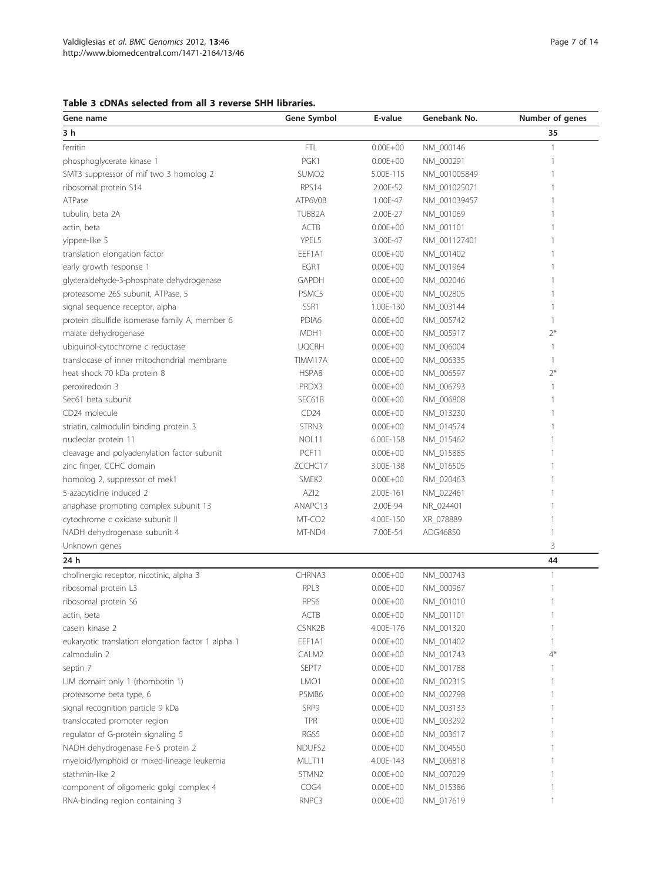**Table 3 cDNAs selected from all 3 reverse SHH libraries.**

| Gene name | Gene Symbol | E-value | Genebank No. | Number of genes |
|---|---|---|---|---|
| **3 h** | | | | **35** |
| ferritin | FTL | 0.00E+00 | NM_000146 | 1 |
| phosphoglycerate kinase 1 | PGK1 | 0.00E+00 | NM_000291 | 1 |
| SMT3 suppressor of mif two 3 homolog 2 | SUMO2 | 5.00E-115 | NM_001005849 | 1 |
| ribosomal protein S14 | RPS14 | 2.00E-52 | NM_001025071 | 1 |
| ATPase | ATP6V0B | 1.00E-47 | NM_001039457 | 1 |
| tubulin, beta 2A | TUBB2A | 2.00E-27 | NM_001069 | 1 |
| actin, beta | ACTB | 0.00E+00 | NM_001101 | 1 |
| yippee-like 5 | YPEL5 | 3.00E-47 | NM_001127401 | 1 |
| translation elongation factor | EEF1A1 | 0.00E+00 | NM_001402 | 1 |
| early growth response 1 | EGR1 | 0.00E+00 | NM_001964 | 1 |
| glyceraldehyde-3-phosphate dehydrogenase | GAPDH | 0.00E+00 | NM_002046 | 1 |
| proteasome 26S subunit, ATPase, 5 | PSMC5 | 0.00E+00 | NM_002805 | 1 |
| signal sequence receptor, alpha | SSR1 | 1.00E-130 | NM_003144 | 1 |
| protein disulfide isomerase family A, member 6 | PDIA6 | 0.00E+00 | NM_005742 | 1 |
| malate dehydrogenase | MDH1 | 0.00E+00 | NM_005917 | 2* |
| ubiquinol-cytochrome c reductase | UQCRH | 0.00E+00 | NM_006004 | 1 |
| translocase of inner mitochondrial membrane | TIMM17A | 0.00E+00 | NM_006335 | 1 |
| heat shock 70 kDa protein 8 | HSPA8 | 0.00E+00 | NM_006597 | 2* |
| peroxiredoxin 3 | PRDX3 | 0.00E+00 | NM_006793 | 1 |
| Sec61 beta subunit | SEC61B | 0.00E+00 | NM_006808 | 1 |
| CD24 molecule | CD24 | 0.00E+00 | NM_013230 | 1 |
| striatin, calmodulin binding protein 3 | STRN3 | 0.00E+00 | NM_014574 | 1 |
| nucleolar protein 11 | NOL11 | 6.00E-158 | NM_015462 | 1 |
| cleavage and polyadenylation factor subunit | PCF11 | 0.00E+00 | NM_015885 | 1 |
| zinc finger, CCHC domain | ZCCHC17 | 3.00E-138 | NM_016505 | 1 |
| homolog 2, suppressor of mek1 | SMEK2 | 0.00E+00 | NM_020463 | 1 |
| 5-azacytidine induced 2 | AZI2 | 2.00E-161 | NM_022461 | 1 |
| anaphase promoting complex subunit 13 | ANAPC13 | 2.00E-94 | NR_024401 | 1 |
| cytochrome c oxidase subunit II | MT-CO2 | 4.00E-150 | XR_078889 | 1 |
| NADH dehydrogenase subunit 4 | MT-ND4 | 7.00E-54 | ADG46850 | 1 |
| Unknown genes | | | | 3 |
| **24 h** | | | | **44** |
| cholinergic receptor, nicotinic, alpha 3 | CHRNA3 | 0.00E+00 | NM_000743 | 1 |
| ribosomal protein L3 | RPL3 | 0.00E+00 | NM_000967 | 1 |
| ribosomal protein S6 | RPS6 | 0.00E+00 | NM_001010 | 1 |
| actin, beta | ACTB | 0.00E+00 | NM_001101 | 1 |
| casein kinase 2 | CSNK2B | 4.00E-176 | NM_001320 | 1 |
| eukaryotic translation elongation factor 1 alpha 1 | EEF1A1 | 0.00E+00 | NM_001402 | 1 |
| calmodulin 2 | CALM2 | 0.00E+00 | NM_001743 | 4* |
| septin 7 | SEPT7 | 0.00E+00 | NM_001788 | 1 |
| LIM domain only 1 (rhombotin 1) | LMO1 | 0.00E+00 | NM_002315 | 1 |
| proteasome beta type, 6 | PSMB6 | 0.00E+00 | NM_002798 | 1 |
| signal recognition particle 9 kDa | SRP9 | 0.00E+00 | NM_003133 | 1 |
| translocated promoter region | TPR | 0.00E+00 | NM_003292 | 1 |
| regulator of G-protein signaling 5 | RGS5 | 0.00E+00 | NM_003617 | 1 |
| NADH dehydrogenase Fe-S protein 2 | NDUFS2 | 0.00E+00 | NM_004550 | 1 |
| myeloid/lymphoid or mixed-lineage leukemia | MLLT11 | 4.00E-143 | NM_006818 | 1 |
| stathmin-like 2 | STMN2 | 0.00E+00 | NM_007029 | 1 |
| component of oligomeric golgi complex 4 | COG4 | 0.00E+00 | NM_015386 | 1 |
| RNA-binding region containing 3 | RNPC3 | 0.00E+00 | NM_017619 | 1 |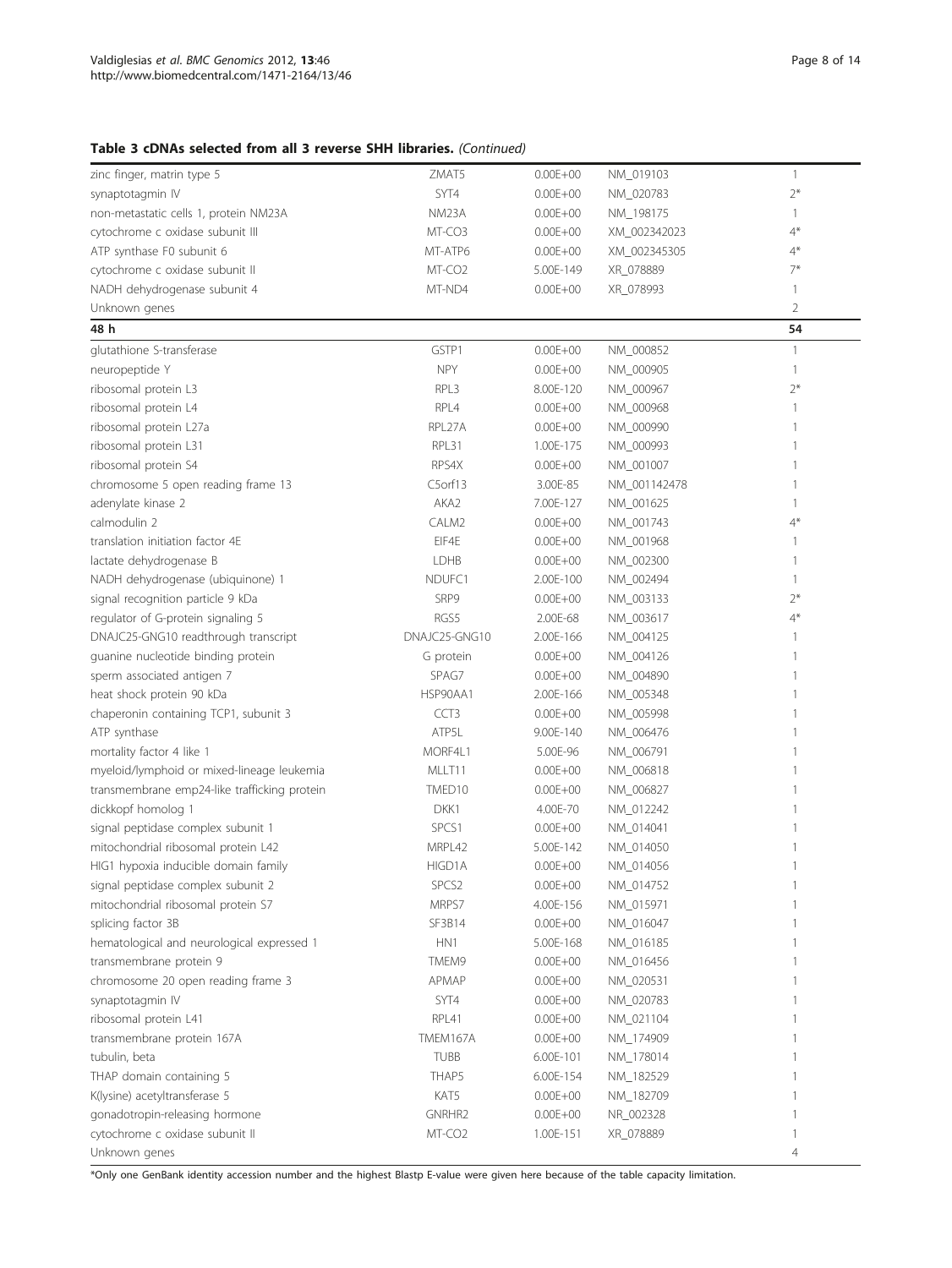**Table 3 cDNAs selected from all 3 reverse SHH libraries.** *(Continued)*

| | | | | |
|---|---|---|---|---|
| zinc finger, matrin type 5 | ZMAT5 | 0.00E+00 | NM_019103 | 1 |
| synaptotagmin IV | SYT4 | 0.00E+00 | NM_020783 | 2* |
| non-metastatic cells 1, protein NM23A | NM23A | 0.00E+00 | NM_198175 | 1 |
| cytochrome c oxidase subunit III | MT-CO3 | 0.00E+00 | XM_002342023 | 4* |
| ATP synthase F0 subunit 6 | MT-ATP6 | 0.00E+00 | XM_002345305 | 4* |
| cytochrome c oxidase subunit II | MT-CO2 | 5.00E-149 | XR_078889 | 7* |
| NADH dehydrogenase subunit 4 | MT-ND4 | 0.00E+00 | XR_078993 | 1 |
| Unknown genes | | | | 2 |
| **48 h** | | | | **54** |
| glutathione S-transferase | GSTP1 | 0.00E+00 | NM_000852 | 1 |
| neuropeptide Y | NPY | 0.00E+00 | NM_000905 | 1 |
| ribosomal protein L3 | RPL3 | 8.00E-120 | NM_000967 | 2* |
| ribosomal protein L4 | RPL4 | 0.00E+00 | NM_000968 | 1 |
| ribosomal protein L27a | RPL27A | 0.00E+00 | NM_000990 | 1 |
| ribosomal protein L31 | RPL31 | 1.00E-175 | NM_000993 | 1 |
| ribosomal protein S4 | RPS4X | 0.00E+00 | NM_001007 | 1 |
| chromosome 5 open reading frame 13 | C5orf13 | 3.00E-85 | NM_001142478 | 1 |
| adenylate kinase 2 | AKA2 | 7.00E-127 | NM_001625 | 1 |
| calmodulin 2 | CALM2 | 0.00E+00 | NM_001743 | 4* |
| translation initiation factor 4E | EIF4E | 0.00E+00 | NM_001968 | 1 |
| lactate dehydrogenase B | LDHB | 0.00E+00 | NM_002300 | 1 |
| NADH dehydrogenase (ubiquinone) 1 | NDUFC1 | 2.00E-100 | NM_002494 | 1 |
| signal recognition particle 9 kDa | SRP9 | 0.00E+00 | NM_003133 | 2* |
| regulator of G-protein signaling 5 | RGS5 | 2.00E-68 | NM_003617 | 4* |
| DNAJC25-GNG10 readthrough transcript | DNAJC25-GNG10 | 2.00E-166 | NM_004125 | 1 |
| guanine nucleotide binding protein | G protein | 0.00E+00 | NM_004126 | 1 |
| sperm associated antigen 7 | SPAG7 | 0.00E+00 | NM_004890 | 1 |
| heat shock protein 90 kDa | HSP90AA1 | 2.00E-166 | NM_005348 | 1 |
| chaperonin containing TCP1, subunit 3 | CCT3 | 0.00E+00 | NM_005998 | 1 |
| ATP synthase | ATP5L | 9.00E-140 | NM_006476 | 1 |
| mortality factor 4 like 1 | MORF4L1 | 5.00E-96 | NM_006791 | 1 |
| myeloid/lymphoid or mixed-lineage leukemia | MLLT11 | 0.00E+00 | NM_006818 | 1 |
| transmembrane emp24-like trafficking protein | TMED10 | 0.00E+00 | NM_006827 | 1 |
| dickkopf homolog 1 | DKK1 | 4.00E-70 | NM_012242 | 1 |
| signal peptidase complex subunit 1 | SPCS1 | 0.00E+00 | NM_014041 | 1 |
| mitochondrial ribosomal protein L42 | MRPL42 | 5.00E-142 | NM_014050 | 1 |
| HIG1 hypoxia inducible domain family | HIGD1A | 0.00E+00 | NM_014056 | 1 |
| signal peptidase complex subunit 2 | SPCS2 | 0.00E+00 | NM_014752 | 1 |
| mitochondrial ribosomal protein S7 | MRPS7 | 4.00E-156 | NM_015971 | 1 |
| splicing factor 3B | SF3B14 | 0.00E+00 | NM_016047 | 1 |
| hematological and neurological expressed 1 | HN1 | 5.00E-168 | NM_016185 | 1 |
| transmembrane protein 9 | TMEM9 | 0.00E+00 | NM_016456 | 1 |
| chromosome 20 open reading frame 3 | APMAP | 0.00E+00 | NM_020531 | 1 |
| synaptotagmin IV | SYT4 | 0.00E+00 | NM_020783 | 1 |
| ribosomal protein L41 | RPL41 | 0.00E+00 | NM_021104 | 1 |
| transmembrane protein 167A | TMEM167A | 0.00E+00 | NM_174909 | 1 |
| tubulin, beta | TUBB | 6.00E-101 | NM_178014 | 1 |
| THAP domain containing 5 | THAP5 | 6.00E-154 | NM_182529 | 1 |
| K(lysine) acetyltransferase 5 | KAT5 | 0.00E+00 | NM_182709 | 1 |
| gonadotropin-releasing hormone | GNRHR2 | 0.00E+00 | NR_002328 | 1 |
| cytochrome c oxidase subunit II | MT-CO2 | 1.00E-151 | XR_078889 | 1 |
| Unknown genes | | | | 4 |

*Only one GenBank identity accession number and the highest Blastp E-value were given here because of the table capacity limitation.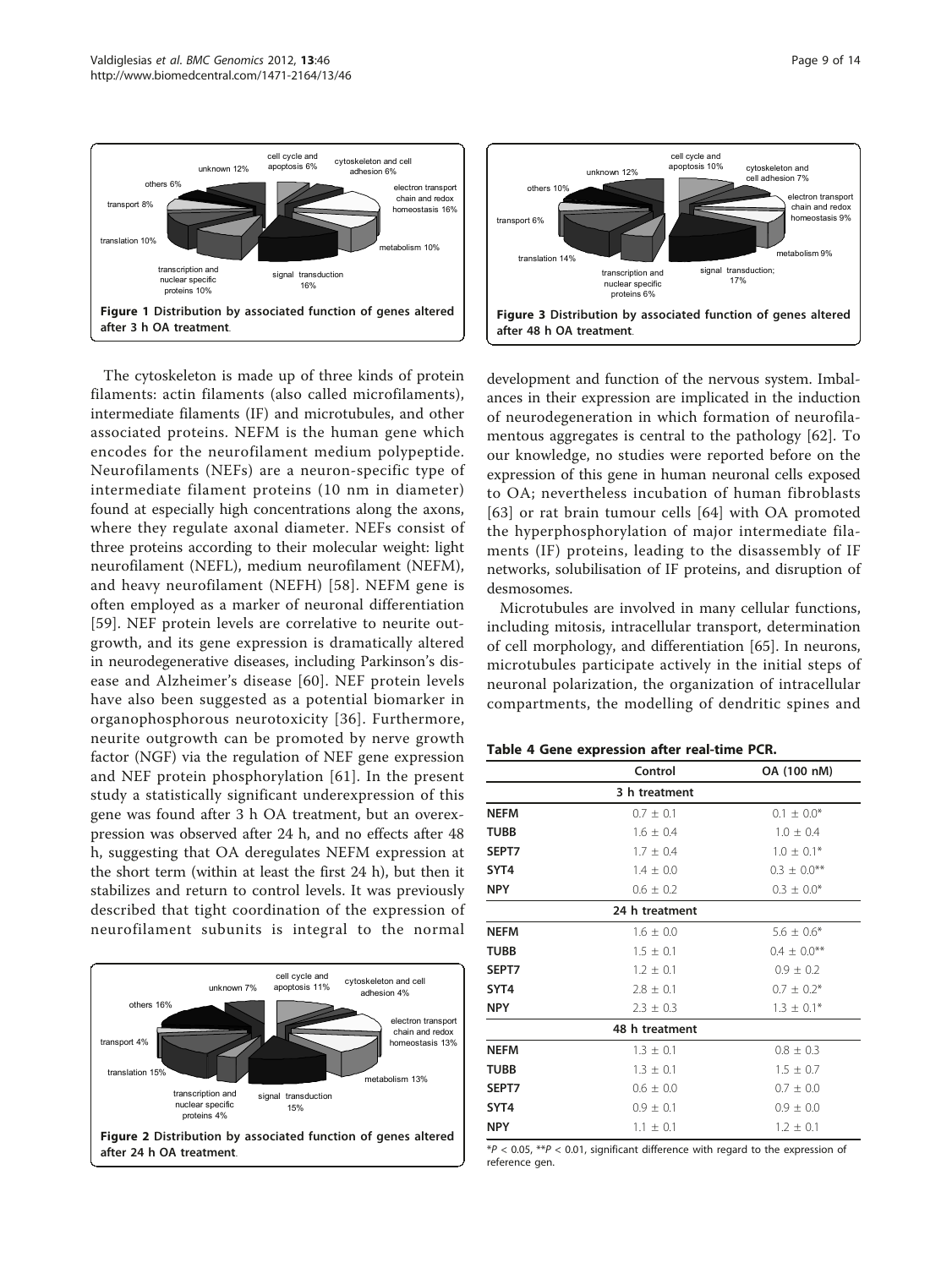Figure 1 Distribution by associated function of genes altered after 3 h OA treatment.

Figure 3 Distribution by associated function of genes altered after 48 h OA treatment.

The cytoskeleton is made up of three kinds of protein filaments: actin filaments (also called microfilaments), intermediate filaments (IF) and microtubules, and other associated proteins. NEFM is the human gene which encodes for the neurofilament medium polypeptide. Neurofilaments (NEFs) are a neuron-specific type of intermediate filament proteins (10 nm in diameter) found at especially high concentrations along the axons, where they regulate axonal diameter. NEFs consist of three proteins according to their molecular weight: light neurofilament (NEFL), medium neurofilament (NEFM), and heavy neurofilament (NEFH) [58]. NEFM gene is often employed as a marker of neuronal differentiation [59]. NEF protein levels are correlative to neurite outgrowth, and its gene expression is dramatically altered in neurodegenerative diseases, including Parkinson's disease and Alzheimer's disease [60]. NEF protein levels have also been suggested as a potential biomarker in organophosphorous neurotoxicity [36]. Furthermore, neurite outgrowth can be promoted by nerve growth factor (NGF) via the regulation of NEF gene expression and NEF protein phosphorylation [61]. In the present study a statistically significant underexpression of this gene was found after 3 h OA treatment, but an overexpression was observed after 24 h, and no effects after 48 h, suggesting that OA deregulates NEFM expression at the short term (within at least the first 24 h), but then it stabilizes and return to control levels. It was previously described that tight coordination of the expression of neurofilament subunits is integral to the normal development and function of the nervous system. Imbalances in their expression are implicated in the induction of neurodegeneration in which formation of neurofilamentous aggregates is central to the pathology [62]. To our knowledge, no studies were reported before on the expression of this gene in human neuronal cells exposed to OA; nevertheless incubation of human fibroblasts [63] or rat brain tumour cells [64] with OA promoted the hyperphosphorylation of major intermediate filaments (IF) proteins, leading to the disassembly of IF networks, solubilisation of IF proteins, and disruption of desmosomes.

Microtubules are involved in many cellular functions, including mitosis, intracellular transport, determination of cell morphology, and differentiation [65]. In neurons, microtubules participate actively in the initial steps of neuronal polarization, the organization of intracellular compartments, the modelling of dendritic spines and

Figure 2 Distribution by associated function of genes altered after 24 h OA treatment.

**Table 4 Gene expression after real-time PCR.**

| | Control | OA (100 nM) |
|---|---|---|
| **3 h treatment** | | |
| **NEFM** | 0.7 ± 0.1 | 0.1 ± 0.0* |
| **TUBB** | 1.6 ± 0.4 | 1.0 ± 0.4 |
| **SEPT7** | 1.7 ± 0.4 | 1.0 ± 0.1* |
| **SYT4** | 1.4 ± 0.0 | 0.3 ± 0.0** |
| **NPY** | 0.6 ± 0.2 | 0.3 ± 0.0* |
| **24 h treatment** | | |
| **NEFM** | 1.6 ± 0.0 | 5.6 ± 0.6* |
| **TUBB** | 1.5 ± 0.1 | 0.4 ± 0.0** |
| **SEPT7** | 1.2 ± 0.1 | 0.9 ± 0.2 |
| **SYT4** | 2.8 ± 0.1 | 0.7 ± 0.2* |
| **NPY** | 2.3 ± 0.3 | 1.3 ± 0.1* |
| **48 h treatment** | | |
| **NEFM** | 1.3 ± 0.1 | 0.8 ± 0.3 |
| **TUBB** | 1.3 ± 0.1 | 1.5 ± 0.7 |
| **SEPT7** | 0.6 ± 0.0 | 0.7 ± 0.0 |
| **SYT4** | 0.9 ± 0.1 | 0.9 ± 0.0 |
| **NPY** | 1.1 ± 0.1 | 1.2 ± 0.1 |

*$P < 0.05$, **$P < 0.01$, significant difference with regard to the expression of reference gen.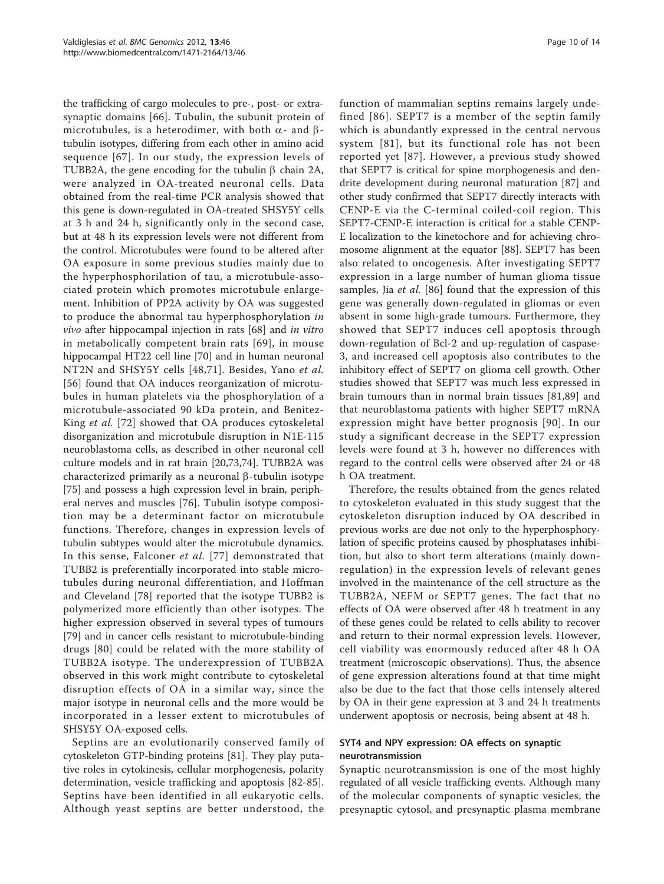the trafficking of cargo molecules to pre-, post- or extra-synaptic domains [66]. Tubulin, the subunit protein of microtubules, is a heterodimer, with both α- and β-tubulin isotypes, differing from each other in amino acid sequence [67]. In our study, the expression levels of TUBB2A, the gene encoding for the tubulin β chain 2A, were analyzed in OA-treated neuronal cells. Data obtained from the real-time PCR analysis showed that this gene is down-regulated in OA-treated SHSY5Y cells at 3 h and 24 h, significantly only in the second case, but at 48 h its expression levels were not different from the control. Microtubules were found to be altered after OA exposure in some previous studies mainly due to the hyperphosphorilation of tau, a microtubule-associated protein which promotes microtubule enlargement. Inhibition of PP2A activity by OA was suggested to produce the abnormal tau hyperphosphorylation *in vivo* after hippocampal injection in rats [68] and *in vitro* in metabolically competent brain rats [69], in mouse hippocampal HT22 cell line [70] and in human neuronal NT2N and SHSY5Y cells [48,71]. Besides, Yano *et al.* [56] found that OA induces reorganization of microtubules in human platelets via the phosphorylation of a microtubule-associated 90 kDa protein, and Benitez-King *et al.* [72] showed that OA produces cytoskeletal disorganization and microtubule disruption in N1E-115 neuroblastoma cells, as described in other neuronal cell culture models and in rat brain [20,73,74]. TUBB2A was characterized primarily as a neuronal β-tubulin isotype [75] and possess a high expression level in brain, peripheral nerves and muscles [76]. Tubulin isotype composition may be a determinant factor on microtubule functions. Therefore, changes in expression levels of tubulin subtypes would alter the microtubule dynamics. In this sense, Falconer *et al.* [77] demonstrated that TUBB2 is preferentially incorporated into stable microtubules during neuronal differentiation, and Hoffman and Cleveland [78] reported that the isotype TUBB2 is polymerized more efficiently than other isotypes. The higher expression observed in several types of tumours [79] and in cancer cells resistant to microtubule-binding drugs [80] could be related with the more stability of TUBB2A isotype. The underexpression of TUBB2A observed in this work might contribute to cytoskeletal disruption effects of OA in a similar way, since the major isotype in neuronal cells and the more would be incorporated in a lesser extent to microtubules of SHSY5Y OA-exposed cells.

Septins are an evolutionarily conserved family of cytoskeleton GTP-binding proteins [81]. They play putative roles in cytokinesis, cellular morphogenesis, polarity determination, vesicle trafficking and apoptosis [82-85]. Septins have been identified in all eukaryotic cells. Although yeast septins are better understood, the function of mammalian septins remains largely undefined [86]. SEPT7 is a member of the septin family which is abundantly expressed in the central nervous system [81], but its functional role has not been reported yet [87]. However, a previous study showed that SEPT7 is critical for spine morphogenesis and dendrite development during neuronal maturation [87] and other study confirmed that SEPT7 directly interacts with CENP-E via the C-terminal coiled-coil region. This SEPT7-CENP-E interaction is critical for a stable CENP-E localization to the kinetochore and for achieving chromosome alignment at the equator [88]. SEPT7 has been also related to oncogenesis. After investigating SEPT7 expression in a large number of human glioma tissue samples, Jia *et al.* [86] found that the expression of this gene was generally down-regulated in gliomas or even absent in some high-grade tumours. Furthermore, they showed that SEPT7 induces cell apoptosis through down-regulation of Bcl-2 and up-regulation of caspase-3, and increased cell apoptosis also contributes to the inhibitory effect of SEPT7 on glioma cell growth. Other studies showed that SEPT7 was much less expressed in brain tumours than in normal brain tissues [81,89] and that neuroblastoma patients with higher SEPT7 mRNA expression might have better prognosis [90]. In our study a significant decrease in the SEPT7 expression levels were found at 3 h, however no differences with regard to the control cells were observed after 24 or 48 h OA treatment.

Therefore, the results obtained from the genes related to cytoskeleton evaluated in this study suggest that the cytoskeleton disruption induced by OA described in previous works are due not only to the hyperphosphorylation of specific proteins caused by phosphatases inhibition, but also to short term alterations (mainly down-regulation) in the expression levels of relevant genes involved in the maintenance of the cell structure as the TUBB2A, NEFM or SEPT7 genes. The fact that no effects of OA were observed after 48 h treatment in any of these genes could be related to cells ability to recover and return to their normal expression levels. However, cell viability was enormously reduced after 48 h OA treatment (microscopic observations). Thus, the absence of gene expression alterations found at that time might also be due to the fact that those cells intensely altered by OA in their gene expression at 3 and 24 h treatments underwent apoptosis or necrosis, being absent at 48 h.

### SYT4 and NPY expression: OA effects on synaptic neurotransmission

Synaptic neurotransmission is one of the most highly regulated of all vesicle trafficking events. Although many of the molecular components of synaptic vesicles, the presynaptic cytosol, and presynaptic plasma membrane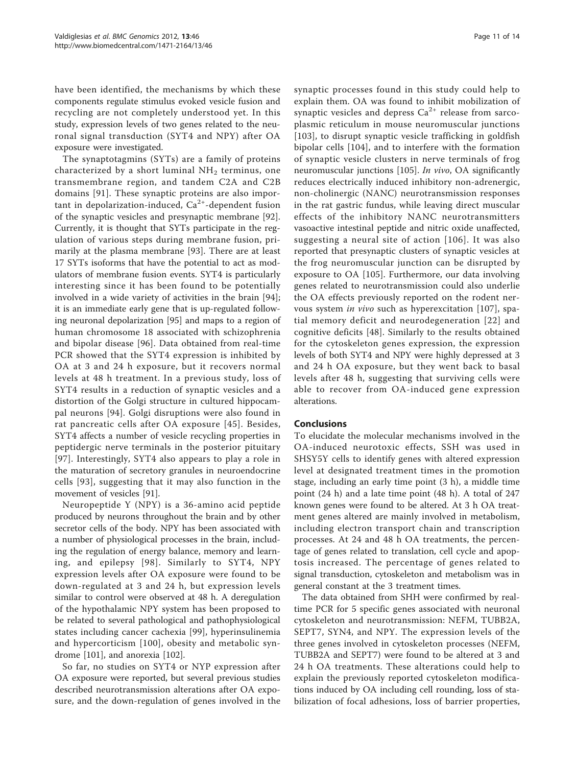have been identified, the mechanisms by which these components regulate stimulus evoked vesicle fusion and recycling are not completely understood yet. In this study, expression levels of two genes related to the neuronal signal transduction (SYT4 and NPY) after OA exposure were investigated.

The synaptotagmins (SYTs) are a family of proteins characterized by a short luminal $NH_2$ terminus, one transmembrane region, and tandem C2A and C2B domains [91]. These synaptic proteins are also important in depolarization-induced, $Ca^{2+}$-dependent fusion of the synaptic vesicles and presynaptic membrane [92]. Currently, it is thought that SYTs participate in the regulation of various steps during membrane fusion, primarily at the plasma membrane [93]. There are at least 17 SYTs isoforms that have the potential to act as modulators of membrane fusion events. SYT4 is particularly interesting since it has been found to be potentially involved in a wide variety of activities in the brain [94]; it is an immediate early gene that is up-regulated following neuronal depolarization [95] and maps to a region of human chromosome 18 associated with schizophrenia and bipolar disease [96]. Data obtained from real-time PCR showed that the SYT4 expression is inhibited by OA at 3 and 24 h exposure, but it recovers normal levels at 48 h treatment. In a previous study, loss of SYT4 results in a reduction of synaptic vesicles and a distortion of the Golgi structure in cultured hippocampal neurons [94]. Golgi disruptions were also found in rat pancreatic cells after OA exposure [45]. Besides, SYT4 affects a number of vesicle recycling properties in peptidergic nerve terminals in the posterior pituitary [97]. Interestingly, SYT4 also appears to play a role in the maturation of secretory granules in neuroendocrine cells [93], suggesting that it may also function in the movement of vesicles [91].

Neuropeptide Y (NPY) is a 36-amino acid peptide produced by neurons throughout the brain and by other secretor cells of the body. NPY has been associated with a number of physiological processes in the brain, including the regulation of energy balance, memory and learning, and epilepsy [98]. Similarly to SYT4, NPY expression levels after OA exposure were found to be down-regulated at 3 and 24 h, but expression levels similar to control were observed at 48 h. A deregulation of the hypothalamic NPY system has been proposed to be related to several pathological and pathophysiological states including cancer cachexia [99], hyperinsulinemia and hypercorticism [100], obesity and metabolic syndrome [101], and anorexia [102].

So far, no studies on SYT4 or NYP expression after OA exposure were reported, but several previous studies described neurotransmission alterations after OA exposure, and the down-regulation of genes involved in the synaptic processes found in this study could help to explain them. OA was found to inhibit mobilization of synaptic vesicles and depress $Ca^{2+}$ release from sarcoplasmic reticulum in mouse neuromuscular junctions [103], to disrupt synaptic vesicle trafficking in goldfish bipolar cells [104], and to interfere with the formation of synaptic vesicle clusters in nerve terminals of frog neuromuscular junctions [105]. *In vivo*, OA significantly reduces electrically induced inhibitory non-adrenergic, non-cholinergic (NANC) neurotransmission responses in the rat gastric fundus, while leaving direct muscular effects of the inhibitory NANC neurotransmitters vasoactive intestinal peptide and nitric oxide unaffected, suggesting a neural site of action [106]. It was also reported that presynaptic clusters of synaptic vesicles at the frog neuromuscular junction can be disrupted by exposure to OA [105]. Furthermore, our data involving genes related to neurotransmission could also underlie the OA effects previously reported on the rodent nervous system *in vivo* such as hyperexcitation [107], spatial memory deficit and neurodegeneration [22] and cognitive deficits [48]. Similarly to the results obtained for the cytoskeleton genes expression, the expression levels of both SYT4 and NPY were highly depressed at 3 and 24 h OA exposure, but they went back to basal levels after 48 h, suggesting that surviving cells were able to recover from OA-induced gene expression alterations.

## Conclusions

To elucidate the molecular mechanisms involved in the OA-induced neurotoxic effects, SSH was used in SHSY5Y cells to identify genes with altered expression level at designated treatment times in the promotion stage, including an early time point (3 h), a middle time point (24 h) and a late time point (48 h). A total of 247 known genes were found to be altered. At 3 h OA treatment genes altered are mainly involved in metabolism, including electron transport chain and transcription processes. At 24 and 48 h OA treatments, the percentage of genes related to translation, cell cycle and apoptosis increased. The percentage of genes related to signal transduction, cytoskeleton and metabolism was in general constant at the 3 treatment times.

The data obtained from SHH were confirmed by real-time PCR for 5 specific genes associated with neuronal cytoskeleton and neurotransmission: NEFM, TUBB2A, SEPT7, SYN4, and NPY. The expression levels of the three genes involved in cytoskeleton processes (NEFM, TUBB2A and SEPT7) were found to be altered at 3 and 24 h OA treatments. These alterations could help to explain the previously reported cytoskeleton modifications induced by OA including cell rounding, loss of stabilization of focal adhesions, loss of barrier properties,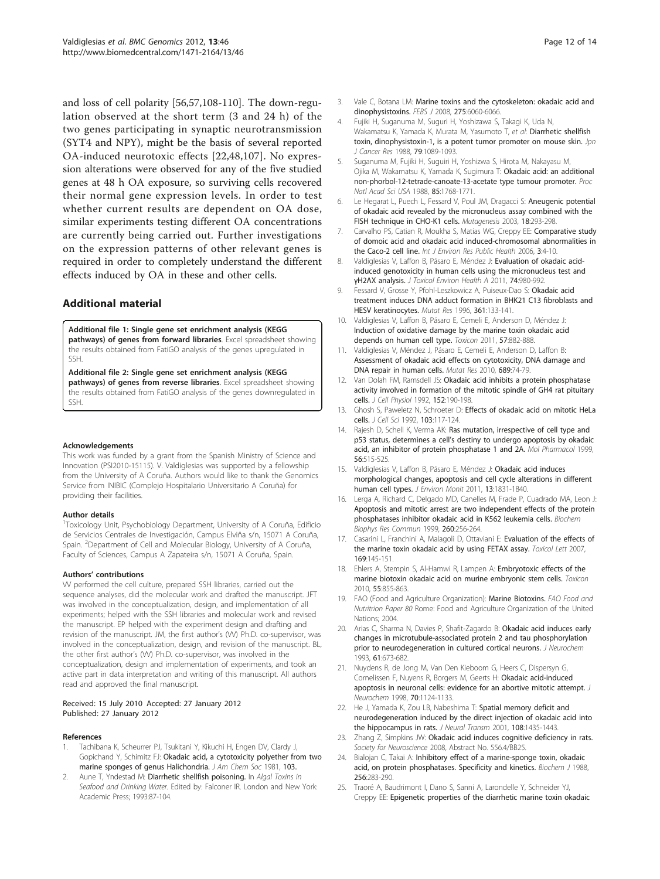and loss of cell polarity [56,57,108-110]. The down-regulation observed at the short term (3 and 24 h) of the two genes participating in synaptic neurotransmission (SYT4 and NPY), might be the basis of several reported OA-induced neurotoxic effects [22,48,107]. No expression alterations were observed for any of the five studied genes at 48 h OA exposure, so surviving cells recovered their normal gene expression levels. In order to test whether current results are dependent on OA dose, similar experiments testing different OA concentrations are currently being carried out. Further investigations on the expression patterns of other relevant genes is required in order to completely understand the different effects induced by OA in these and other cells.

## Additional material

**Additional file 1: Single gene set enrichment analysis (KEGG pathways) of genes from forward libraries**. Excel spreadsheet showing the results obtained from FatiGO analysis of the genes upregulated in SSH.

**Additional file 2: Single gene set enrichment analysis (KEGG pathways) of genes from reverse libraries**. Excel spreadsheet showing the results obtained from FatiGO analysis of the genes downregulated in SSH.

#### Acknowledgements

This work was funded by a grant from the Spanish Ministry of Science and Innovation (PSI2010-15115). V. Valdiglesias was supported by a fellowship from the University of A Coruña. Authors would like to thank the Genomics Service from INIBIC (Complejo Hospitalario Universitario A Coruña) for providing their facilities.

#### Author details

[1]Toxicology Unit, Psychobiology Department, University of A Coruña, Edificio de Servicios Centrales de Investigación, Campus Elviña s/n, 15071 A Coruña, Spain. [2]Department of Cell and Molecular Biology, University of A Coruña, Faculty of Sciences, Campus A Zapateira s/n, 15071 A Coruña, Spain.

#### Authors' contributions

VV performed the cell culture, prepared SSH libraries, carried out the sequence analyses, did the molecular work and drafted the manuscript. JFT was involved in the conceptualization, design, and implementation of all experiments; helped with the SSH libraries and molecular work and revised the manuscript. EP helped with the experiment design and drafting and revision of the manuscript. JM, the first author's (VV) Ph.D. co-supervisor, was involved in the conceptualization, design, and revision of the manuscript. BL, the other first author's (VV) Ph.D. co-supervisor, was involved in the conceptualization, design and implementation of experiments, and took an active part in data interpretation and writing of this manuscript. All authors read and approved the final manuscript.

Received: 15 July 2010 Accepted: 27 January 2012
Published: 27 January 2012

#### References

1. Tachibana K, Scheurrer PJ, Tsukitani Y, Kikuchi H, Engen DV, Clardy J, Gopichand Y, Schimitz FJ: **Okadaic acid, a cytotoxicity polyether from two marine sponges of genus Halichondria.** *J Am Chem Soc* 1981, **103.**
2. Aune T, Yndestad M: **Diarrhetic shellfish poisoning.** In *Algal Toxins in Seafood and Drinking Water.* Edited by: Falconer IR. London and New York: Academic Press; 1993:87-104.
3. Vale C, Botana LM: **Marine toxins and the cytoskeleton: okadaic acid and dinophysistoxins.** *FEBS J* 2008, **275**:6060-6066.
4. Fujiki H, Suganuma M, Suguri H, Yoshizawa S, Takagi K, Uda N, Wakamatsu K, Yamada K, Murata M, Yasumoto T, *et al*: **Diarrhetic shellfish toxin, dinophysistoxin-1, is a potent tumor promoter on mouse skin.** *Jpn J Cancer Res* 1988, **79**:1089-1093.
5. Suganuma M, Fujiki H, Suguiri H, Yoshizwa S, Hirota M, Nakayasu M, Ojika M, Wakamatsu K, Yamada K, Sugimura T: **Okadaic acid: an additional non-phorbol-12-tetrade-canoate-13-acetate type tumour promoter.** *Proc Natl Acad Sci USA* 1988, **85**:1768-1771.
6. Le Hegarat L, Puech L, Fessard V, Poul JM, Dragacci S: **Aneugenic potential of okadaic acid revealed by the micronucleus assay combined with the FISH technique in CHO-K1 cells.** *Mutagenesis* 2003, **18**:293-298.
7. Carvalho PS, Catian R, Moukha S, Matias WG, Creppy EE: **Comparative study of domoic acid and okadaic acid induced-chromosomal abnormalities in the Caco-2 cell line.** *Int J Environ Res Public Health* 2006, **3**:4-10.
8. Valdiglesias V, Laffon B, Pásaro E, Méndez J: **Evaluation of okadaic acid-induced genotoxicity in human cells using the micronucleus test and γH2AX analysis.** *J Toxicol Environ Health A* 2011, **74**:980-992.
9. Fessard V, Grosse Y, Pfohl-Leszkowicz A, Puiseux-Dao S: **Okadaic acid treatment induces DNA adduct formation in BHK21 C13 fibroblasts and HESV keratinocytes.** *Mutat Res* 1996, **361**:133-141.
10. Valdiglesias V, Laffon B, Pásaro E, Cemeli E, Anderson D, Méndez J: **Induction of oxidative damage by the marine toxin okadaic acid depends on human cell type.** *Toxicon* 2011, **57**:882-888.
11. Valdiglesias V, Méndez J, Pásaro E, Cemeli E, Anderson D, Laffon B: **Assessment of okadaic acid effects on cytotoxicity, DNA damage and DNA repair in human cells.** *Mutat Res* 2010, **689**:74-79.
12. Van Dolah FM, Ramsdell JS: **Okadaic acid inhibits a protein phosphatase activity involved in formation of the mitotic spindle of GH4 rat pituitary cells.** *J Cell Physiol* 1992, **152**:190-198.
13. Ghosh S, Paweletz N, Schroeter D: **Effects of okadaic acid on mitotic HeLa cells.** *J Cell Sci* 1992, **103**:117-124.
14. Rajesh D, Schell K, Verma AK: **Ras mutation, irrespective of cell type and p53 status, determines a cell's destiny to undergo apoptosis by okadaic acid, an inhibitor of protein phosphatase 1 and 2A.** *Mol Pharmacol* 1999, **56**:515-525.
15. Valdiglesias V, Laffon B, Pásaro E, Méndez J: **Okadaic acid induces morphological changes, apoptosis and cell cycle alterations in different human cell types.** *J Environ Monit* 2011, **13**:1831-1840.
16. Lerga A, Richard C, Delgado MD, Canelles M, Frade P, Cuadrado MA, Leon J: **Apoptosis and mitotic arrest are two independent effects of the protein phosphatases inhibitor okadaic acid in K562 leukemia cells.** *Biochem Biophys Res Commun* 1999, **260**:256-264.
17. Casarini L, Franchini A, Malagoli D, Ottaviani E: **Evaluation of the effects of the marine toxin okadaic acid by using FETAX assay.** *Toxicol Lett* 2007, **169**:145-151.
18. Ehlers A, Stempin S, Al-Hamwi R, Lampen A: **Embryotoxic effects of the marine biotoxin okadaic acid on murine embryonic stem cells.** *Toxicon* 2010, **55**:855-863.
19. FAO (Food and Agriculture Organization): **Marine Biotoxins.** *FAO Food and Nutritrion Paper 80* Rome: Food and Agriculture Organization of the United Nations; 2004.
20. Arias C, Sharma N, Davies P, Shafit-Zagardo B: **Okadaic acid induces early changes in microtubule-associated protein 2 and tau phosphorylation prior to neurodegeneration in cultured cortical neurons.** *J Neurochem* 1993, **61**:673-682.
21. Nuydens R, de Jong M, Van Den Kieboom G, Heers C, Dispersyn G, Cornelissen F, Nuyens R, Borgers M, Geerts H: **Okadaic acid-induced apoptosis in neuronal cells: evidence for an abortive mitotic attempt.** *J Neurochem* 1998, **70**:1124-1133.
22. He J, Yamada K, Zou LB, Nabeshima T: **Spatial memory deficit and neurodegeneration induced by the direct injection of okadaic acid into the hippocampus in rats.** *J Neural Transm* 2001, **108**:1435-1443.
23. Zhang Z, Simpkins JW: **Okadaic acid induces cognitive deficiency in rats.** *Society for Neuroscience* 2008, Abstract No. 556.4/BB25.
24. Bialojan C, Takai A: **Inhibitory effect of a marine-sponge toxin, okadaic acid, on protein phosphatases. Specificity and kinetics.** *Biochem J* 1988, **256**:283-290.
25. Traoré A, Baudrimont I, Dano S, Sanni A, Larondelle Y, Schneider YJ, Creppy EE: **Epigenetic properties of the diarrhetic marine toxin okadaic**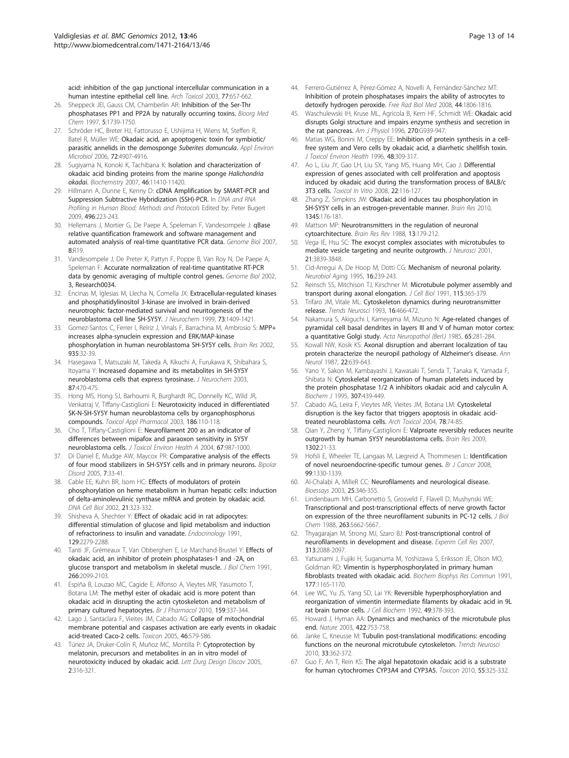acid: inhibition of the gap junctional intercellular communication in a human intestine epithelial cell line. *Arch Toxicol* 2003, 77:657-662.

26. Sheppeck JEI, Gauss CM, Chamberlin AR: **Inhibition of the Ser-Thr phosphatases PP1 and PP2A by naturally occurring toxins.** *Bioorg Med Chem* 1997, 5:1739-1750.
27. Schröder HC, Breter HJ, Fattorusso E, Ushijima H, Wiens M, Steffen R, Batel R, Müller WE: **Okadaic acid, an apoptogenic toxin for symbiotic/parasitic annelids in the demosponge *Suberites domuncula*.** *Appl Environ Microbiol* 2006, 72:4907-4916.
28. Sugiyama N, Konoki K, Tachibana K: **Isolation and characterization of okadaic acid binding proteins from the marine sponge *Halichondria okadai*.** *Biochemistry* 2007, 46:11410-11420.
29. Hillmann A, Dunne E, Kenny D: **cDNA Amplification by SMART-PCR and Suppression Subtractive Hybridization (SSH)-PCR.** In *DNA and RNA Profiling in Human Blood: Methods and Protocols* Edited by: Peter Bugert 2009, 496:223-243.
30. Hellemans J, Mortier G, De Paepe A, Speleman F, Vandesompele J: **qBase relative quantification framework and software management and automated analysis of real-time quantitative PCR data.** *Genome Biol* 2007, 8:R19.
31. Vandesompele J, De Preter K, Pattyn F, Poppe B, Van Roy N, De Paepe A, Speleman F: **Accurate normalization of real-time quantitative RT-PCR data by genomic averaging of multiple control genes.** *Genome Biol* 2002, 3, Research0034.
32. Encinas M, Iglesias M, Llecha N, Comella JX: **Extracellular-regulated kinases and phosphatidylinositol 3-kinase are involved in brain-derived neurotrophic factor-mediated survival and neuritogenesis of the neuroblastoma cell line SH-SY5Y.** *J Neurochem* 1999, 73:1409-1421.
33. Gomez-Santos C, Ferrer I, Reiriz J, Vinals F, Barrachina M, Ambrosio S: **MPP+ increases alpha-synuclein expression and ERK/MAP-kinase phosphorylation in human neuroblastoma SH-SY5Y cells.** *Brain Res* 2002, 935:32-39.
34. Hasegawa T, Matsuzaki M, Takeda A, Kikuchi A, Furukawa K, Shibahara S, Itoyama Y: **Increased dopamine and its metabolites in SH-SY5Y neuroblastoma cells that express tyrosinase.** *J Neurochem* 2003, 87:470-475.
35. Hong MS, Hong SJ, Barhoumi R, Burghardt RC, Donnelly KC, Wild JR, Venkatraj V, Tiffany-Castiglioni E: **Neurotoxicity induced in differentiated SK-N-SH-SY5Y human neuroblastoma cells by organophosphorus compounds.** *Toxicol Appl Pharmacol* 2003, 186:110-118.
36. Cho T, Tiffany-Castiglioni E: **Neurofilament 200 as an indicator of differences between mipafox and paraoxon sensitivity in SY5Y neuroblastoma cells.** *J Toxicol Environ Health A* 2004, 67:987-1000.
37. Di Daniel E, Mudge AW, Maycox PR: **Comparative analysis of the effects of four mood stabilizers in SH-SY5Y cells and in primary neurons.** *Bipolar Disord* 2005, 7:33-41.
38. Cable EE, Kuhn BR, Isom HC: **Effects of modulators of protein phosphorylation on heme metabolism in human hepatic cells: induction of delta-aminolevulinic synthase mRNA and protein by okadaic acid.** *DNA Cell Biol* 2002, 21:323-332.
39. Shisheva A, Shechter Y: **Effect of okadaic acid in rat adipocytes: differential stimulation of glucose and lipid metabolism and induction of refractoriness to insulin and vanadate.** *Endocrinology* 1991, 129:2279-2288.
40. Tanti JF, Grémeaux T, Van Obberghen E, Le Marchand-Brustel Y: **Effects of okadaic acid, an inhibitor of protein phosphatases-1 and -2A, on glucose transport and metabolism in skeletal muscle.** *J Biol Chem* 1991, 266:2099-2103.
41. Espiña B, Louzao MC, Cagide E, Alfonso A, Vieytes MR, Yasumoto T, Botana LM: **The methyl ester of okadaic acid is more potent than okadaic acid in disrupting the actin cytoskeleton and metabolism of primary cultured hepatocytes.** *Br J Pharmacol* 2010, 159:337-344.
42. Lago J, Santaclara F, Vieites JM, Cabado AG: **Collapse of mitochondrial membrane potential and caspases activation are early events in okadaic acid-treated Caco-2 cells.** *Toxicon* 2005, 46:579-586.
43. Túnez JA, Druker-Colín R, Muñoz MC, Montilla P: **Cytoprotection by melatonin, precursors and metabolites in an in vitro model of neurotoxicity induced by okadaic acid.** *Lett Durg Design Discov* 2005, 2:316-321.
44. Ferrero-Gutiérrez A, Pérez-Gómez A, Novelli A, Fernández-Sánchez MT: **Inhibition of protein phosphatases impairs the ability of astrocytes to detoxify hydrogen peroxide.** *Free Rad Biol Med* 2008, 44:1806-1816.
45. Waschulewski IH, Kruse ML, Agricola B, Kern HF, Schmidt WE: **Okadaic acid disrupts Golgi structure and impairs enzyme synthesis and secretion in the rat pancreas.** *Am J Physiol* 1996, 270:G939-947.
46. Matias WG, Bonini M, Creppy EE: **Inhibition of protein synthesis in a cell-free system and Vero cells by okadaic acid, a diarrhetic shellfish toxin.** *J Toxicol Environ Health* 1996, 48:309-317.
47. Ao L, Liu JY, Gao LH, Liu SX, Yang MS, Huang MH, Cao J: **Differential expression of genes associated with cell proliferation and apoptosis induced by okadaic acid during the transformation process of BALB/c 3T3 cells.** *Toxicol In Vitro* 2008, 22:116-127.
48. Zhang Z, Simpkins JW: **Okadaic acid induces tau phosphorylation in SH-SY5Y cells in an estrogen-preventable manner.** *Brain Res* 2010, 1345:176-181.
49. Mattson MP: **Neurotransmitters in the regulation of neuronal cytoarchitecture.** *Brain Res Rev* 1988, 13:179-212.
50. Vega IE, Hsu SC: **The exocyst complex associates with microtubules to mediate vesicle targeting and neurite outgrowth.** *J Neurosci* 2001, 21:3839-3848.
51. Cid-Arregui A, De Hoop M, Dotti CG: **Mechanism of neuronal polarity.** *Neurobiol Aging* 1995, 16:239-243.
52. Reinsch SS, Mitchison TJ, Kirschner M: **Microtubule polymer assembly and transport during axonal elongation.** *J Cell Biol* 1991, 115:365-379.
53. Trifaro JM, Vitale ML: **Cytoskeleton dynamics during neurotransmitter release.** *Trends Neurosci* 1993, 16:466-472.
54. Nakamura S, Akiguchi I, Kameyama M, Mizuno N: **Age-related changes of pyramidal cell basal dendrites in layers III and V of human motor cortex: a quantitative Golgi study.** *Acta Neuropathol (Berl.)* 1985, 65:281-284.
55. Kowall NW, Kosik KS: **Axonal disruption and aberrant localization of tau protein characterize the neuropil pathology of Alzheimer's disease.** *Ann Neurol* 1987, 22:639-643.
56. Yano Y, Sakon M, Kambayashi J, Kawasaki T, Senda T, Tanaka K, Yamada F, Shibata N: **Cytoskeletal reorganization of human platelets induced by the protein phosphatase 1/2 A inhibitors okadaic acid and calyculin A.** *Biochem J* 1995, 307:439-449.
57. Cabado AG, Leira F, Vieytes MR, Vieites JM, Botana LM: **Cytoskeletal disruption is the key factor that triggers apoptosis in okadaic acid-treated neuroblastoma cells.** *Arch Toxicol* 2004, 78:74-85.
58. Qian Y, Zheng Y, Tiffany-Castiglioni E: **Valproate reversibly reduces neurite outgrowth by human SY5Y neuroblastoma cells.** *Brain Res* 2009, 1302:21-33.
59. Hofsli E, Wheeler TE, Langaas M, Lægreid A, Thommesen L: **Identification of novel neuroendocrine-specific tumour genes.** *Br J Cancer* 2008, 99:1330-1339.
60. Al-Chalabi A, MilleR CC: **Neurofilaments and neurological disease.** *Bioessays* 2003, 25:346-355.
61. Lindenbaum MH, Carbonetto S, Grosveld F, Flavell D, Mushynski WE: **Transcriptional and post-transcriptional effects of nerve growth factor on expression of the three neurofilament subunits in PC-12 cells.** *J Biol Chem* 1988, 263:5662-5667.
62. Thyagarajan M, Strong MJ, Szaro BJ: **Post-transcriptional control of neurofilaments in development and disease.** *Experim Cell Res* 2007, 313:2088-2097.
63. Yatsunami J, Fujiki H, Suganuma M, Yoshizawa S, Eriksson JE, Olson MO, Goldman RD: **Vimentin is hyperphosphorylated in primary human fibroblasts treated with okadaic acid.** *Biochem Biophys Res Commun* 1991, 177:1165-1170.
64. Lee WC, Yu JS, Yang SD, Lai YK: **Reversible hyperphosphorylation and reorganization of vimentin intermediate filaments by okadaic acid in 9L rat brain tumor cells.** *J Cell Biochem* 1992, 49:378-393.
65. Howard J, Hyman AA: **Dynamics and mechanics of the microtubule plus end.** *Nature* 2003, 422:753-758.
66. Janke C, Kneusse M: **Tubulin post-translational modifications: encoding functions on the neuronal microtubule cytoskeleton.** *Trends Neurosci* 2010, 33:362-372.
67. Guo F, An T, Rein KS: **The algal hepatotoxin okadaic acid is a substrate for human cytochromes CYP3A4 and CYP3A5.** *Toxicon* 2010, 55:325-332.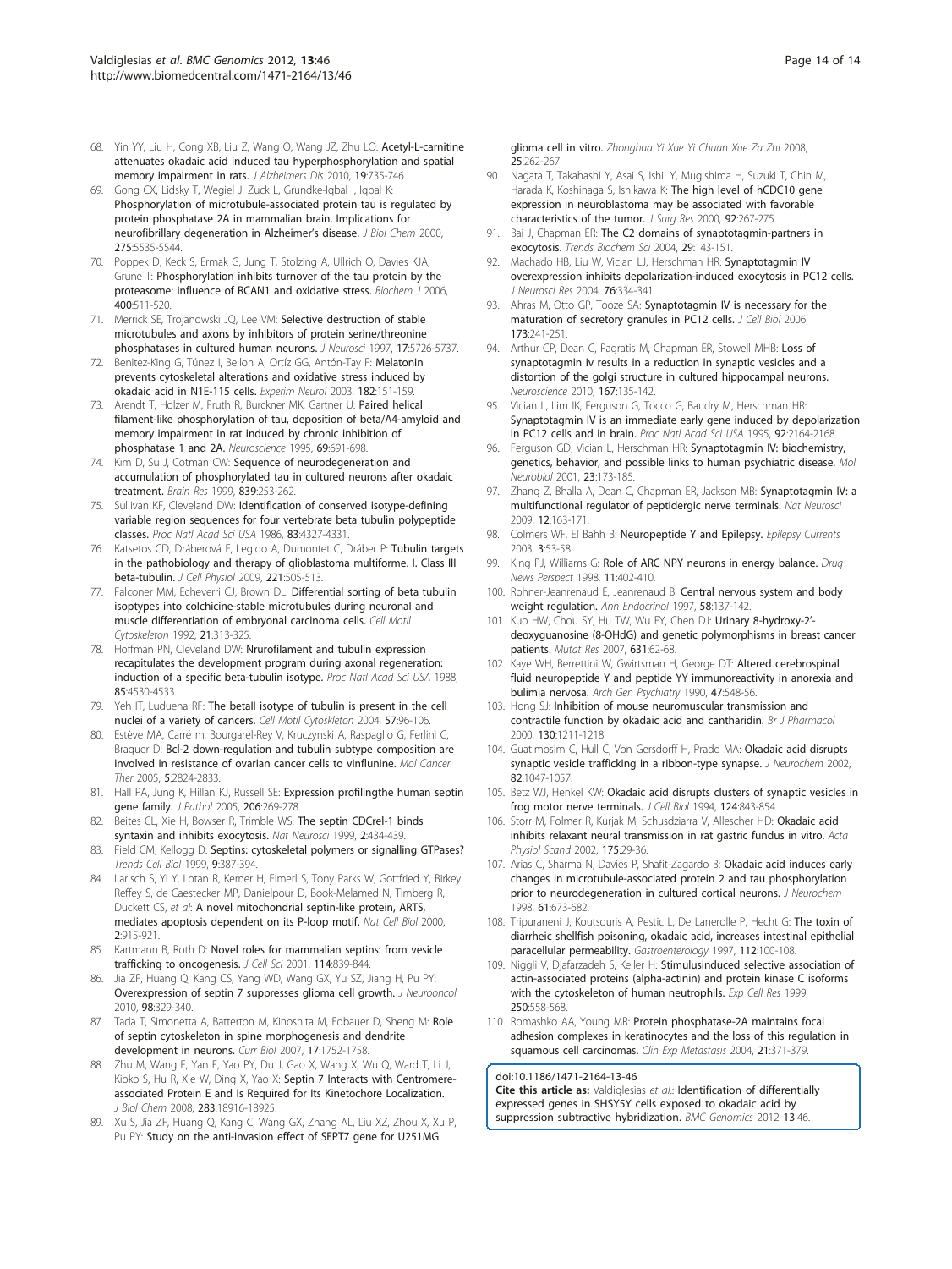68. Yin YY, Liu H, Cong XB, Liu Z, Wang Q, Wang JZ, Zhu LQ: **Acetyl-L-carnitine attenuates okadaic acid induced tau hyperphosphorylation and spatial memory impairment in rats.** *J Alzheimers Dis* 2010, **19**:735-746.
69. Gong CX, Lidsky T, Wegiel J, Zuck L, Grundke-Iqbal I, Iqbal K: **Phosphorylation of microtubule-associated protein tau is regulated by protein phosphatase 2A in mammalian brain. Implications for neurofibrillary degeneration in Alzheimer's disease.** *J Biol Chem* 2000, **275**:5535-5544.
70. Poppek D, Keck S, Ermak G, Jung T, Stolzing A, Ullrich O, Davies KJA, Grune T: **Phosphorylation inhibits turnover of the tau protein by the proteasome: influence of RCAN1 and oxidative stress.** *Biochem J* 2006, **400**:511-520.
71. Merrick SE, Trojanowski JQ, Lee VM: **Selective destruction of stable microtubules and axons by inhibitors of protein serine/threonine phosphatases in cultured human neurons.** *J Neurosci* 1997, **17**:5726-5737.
72. Benítez-King G, Túnez I, Bellon A, Ortíz GG, Antón-Tay F: **Melatonin prevents cytoskeletal alterations and oxidative stress induced by okadaic acid in N1E-115 cells.** *Experim Neurol* 2003, **182**:151-159.
73. Arendt T, Holzer M, Fruth R, Burckner MK, Gartner U: **Paired helical filament-like phosphorylation of tau, deposition of beta/A4-amyloid and memory impairment in rat induced by chronic inhibition of phosphatase 1 and 2A.** *Neuroscience* 1995, **69**:691-698.
74. Kim D, Su J, Cotman CW: **Sequence of neurodegeneration and accumulation of phosphorylated tau in cultured neurons after okadaic treatment.** *Brain Res* 1999, **839**:253-262.
75. Sullivan KF, Cleveland DW: **Identification of conserved isotype-defining variable region sequences for four vertebrate beta tubulin polypeptide classes.** *Proc Natl Acad Sci USA* 1986, **83**:4327-4331.
76. Katsetos CD, Dráberová E, Legido A, Dumontet C, Dráber P: **Tubulin targets in the pathobiology and therapy of glioblastoma multiforme. I. Class III beta-tubulin.** *J Cell Physiol* 2009, **221**:505-513.
77. Falconer MM, Echeverri CJ, Brown DL: **Differential sorting of beta tubulin isotypes into colchicine-stable microtubules during neuronal and muscle differentiation of embryonal carcinoma cells.** *Cell Motil Cytoskeleton* 1992, **21**:313-325.
78. Hoffman PN, Cleveland DW: **Nrurofilament and tubulin expression recapitulates the development program during axonal regeneration: induction of a specific beta-tubulin isotype.** *Proc Natl Acad Sci USA* 1988, **85**:4530-4533.
79. Yeh IT, Luduena RF: **The betaII isotype of tubulin is present in the cell nuclei of a variety of cancers.** *Cell Motil Cytoskeleton* 2004, **57**:96-106.
80. Estève MA, Carré m, Bourgarel-Rey V, Kruczynski A, Raspaglio G, Ferlini C, Braguer D: **Bcl-2 down-regulation and tubulin subtype composition are involved in resistance of ovarian cancer cells to vinflunine.** *Mol Cancer Ther* 2005, **5**:2824-2833.
81. Hall PA, Jung K, Hillan KJ, Russell SE: **Expression profilingthe human septin gene family.** *J Pathol* 2005, **206**:269-278.
82. Beites CL, Xie H, Bowser R, Trimble WS: **The septin CDCrel-1 binds syntaxin and inhibits exocytosis.** *Nat Neurosci* 1999, **2**:434-439.
83. Field CM, Kellogg D: **Septins: cytoskeletal polymers or signalling GTPases?** *Trends Cell Biol* 1999, **9**:387-394.
84. Larisch S, Yi Y, Lotan R, Kerner H, Eimerl S, Tony Parks W, Gottfried Y, Birkey Reffey S, de Caestecker MP, Danielpour D, Book-Melamed N, Timberg R, Duckett CS, *et al*: **A novel mitochondrial septin-like protein, ARTS, mediates apoptosis dependent on its P-loop motif.** *Nat Cell Biol* 2000, **2**:915-921.
85. Kartmann B, Roth D: **Novel roles for mammalian septins: from vesicle trafficking to oncogenesis.** *J Cell Sci* 2001, **114**:839-844.
86. Jia ZF, Huang Q, Kang CS, Yang WD, Wang GX, Yu SZ, Jiang H, Pu PY: **Overexpression of septin 7 suppresses glioma cell growth.** *J Neurooncol* 2010, **98**:329-340.
87. Tada T, Simonetta A, Batterton M, Kinoshita M, Edbauer D, Sheng M: **Role of septin cytoskeleton in spine morphogenesis and dendrite development in neurons.** *Curr Biol* 2007, **17**:1752-1758.
88. Zhu M, Wang F, Yan F, Yao PY, Du J, Gao X, Wang X, Wu Q, Ward T, Li J, Kioko S, Hu R, Xie W, Ding X, Yao X: **Septin 7 Interacts with Centromere-associated Protein E and Is Required for Its Kinetochore Localization.** *J Biol Chem* 2008, **283**:18916-18925.
89. Xu S, Jia ZF, Huang Q, Kang C, Wang GX, Zhang AL, Liu XZ, Zhou X, Xu P, Pu PY: **Study on the anti-invasion effect of SEPT7 gene for U251MG glioma cell in vitro.** *Zhonghua Yi Xue Yi Chuan Xue Za Zhi* 2008, **25**:262-267.
90. Nagata T, Takahashi Y, Asai S, Ishii Y, Mugishima H, Suzuki T, Chin M, Harada K, Koshinaga S, Ishikawa K: **The high level of hCDC10 gene expression in neuroblastoma may be associated with favorable characteristics of the tumor.** *J Surg Res* 2000, **92**:267-275.
91. Bai J, Chapman ER: **The C2 domains of synaptotagmin-partners in exocytosis.** *Trends Biochem Sci* 2004, **29**:143-151.
92. Machado HB, Liu W, Vician LJ, Herschman HR: **Synaptotagmin IV overexpression inhibits depolarization-induced exocytosis in PC12 cells.** *J Neurosci Res* 2004, **76**:334-341.
93. Ahras M, Otto GP, Tooze SA: **Synaptotagmin IV is necessary for the maturation of secretory granules in PC12 cells.** *J Cell Biol* 2006, **173**:241-251.
94. Arthur CP, Dean C, Pagratis M, Chapman ER, Stowell MHB: **Loss of synaptotagmin iv results in a reduction in synaptic vesicles and a distortion of the golgi structure in cultured hippocampal neurons.** *Neuroscience* 2010, **167**:135-142.
95. Vician L, Lim IK, Ferguson G, Tocco G, Baudry M, Herschman HR: **Synaptotagmin IV is an immediate early gene induced by depolarization in PC12 cells and in brain.** *Proc Natl Acad Sci USA* 1995, **92**:2164-2168.
96. Ferguson GD, Vician L, Herschman HR: **Synaptotagmin IV: biochemistry, genetics, behavior, and possible links to human psychiatric disease.** *Mol Neurobiol* 2001, **23**:173-185.
97. Zhang Z, Bhalla A, Dean C, Chapman ER, Jackson MB: **Synaptotagmin IV: a multifunctional regulator of peptidergic nerve terminals.** *Nat Neurosci* 2009, **12**:163-171.
98. Colmers WF, El Bahh B: **Neuropeptide Y and Epilepsy.** *Epilepsy Currents* 2003, **3**:53-58.
99. King PJ, Williams G: **Role of ARC NPY neurons in energy balance.** *Drug News Perspect* 1998, **11**:402-410.
100. Rohner-Jeanrenaud F, Jeanrenaud B: **Central nervous system and body weight regulation.** *Ann Endocrinol* 1997, **58**:137-142.
101. Kuo HW, Chou SY, Hu TW, Wu FY, Chen DJ: **Urinary 8-hydroxy-2'-deoxyguanosine (8-OHdG) and genetic polymorphisms in breast cancer patients.** *Mutat Res* 2007, **631**:62-68.
102. Kaye WH, Berrettini W, Gwirtsman H, George DT: **Altered cerebrospinal fluid neuropeptide Y and peptide YY immunoreactivity in anorexia and bulimia nervosa.** *Arch Gen Psychiatry* 1990, **47**:548-56.
103. Hong SJ: **Inhibition of mouse neuromuscular transmission and contractile function by okadaic acid and cantharidin.** *Br J Pharmacol* 2000, **130**:1211-1218.
104. Guatimosim C, Hull C, Von Gersdorff H, Prado MA: **Okadaic acid disrupts synaptic vesicle trafficking in a ribbon-type synapse.** *J Neurochem* 2002, **82**:1047-1057.
105. Betz WJ, Henkel KW: **Okadaic acid disrupts clusters of synaptic vesicles in frog motor nerve terminals.** *J Cell Biol* 1994, **124**:843-854.
106. Storr M, Folmer R, Kurjak M, Schusdziarra V, Allescher HD: **Okadaic acid inhibits relaxant neural transmission in rat gastric fundus in vitro.** *Acta Physiol Scand* 2002, **175**:29-36.
107. Arias C, Sharma N, Davies P, Shafit-Zagardo B: **Okadaic acid induces early changes in microtubule-associated protein 2 and tau phosphorylation prior to neurodegeneration in cultured cortical neurons.** *J Neurochem* 1998, **61**:673-682.
108. Tripuraneni J, Koutsouris A, Pestic L, De Lanerolle P, Hecht G: **The toxin of diarrheic shellfish poisoning, okadaic acid, increases intestinal epithelial paracellular permeability.** *Gastroenterology* 1997, **112**:100-108.
109. Niggli V, Djafarzadeh S, Keller H: **Stimulusinduced selective association of actin-associated proteins (alpha-actinin) and protein kinase C isoforms with the cytoskeleton of human neutrophils.** *Exp Cell Res* 1999, **250**:558-568.
110. Romashko AA, Young MR: **Protein phosphatase-2A maintains focal adhesion complexes in keratinocytes and the loss of this regulation in squamous cell carcinomas.** *Clin Exp Metastasis* 2004, **21**:371-379.

doi:10.1186/1471-2164-13-46

**Cite this article as:** Valdiglesias *et al.*: Identification of differentially expressed genes in SHSY5Y cells exposed to okadaic acid by suppression subtractive hybridization. *BMC Genomics* 2012 **13**:46.